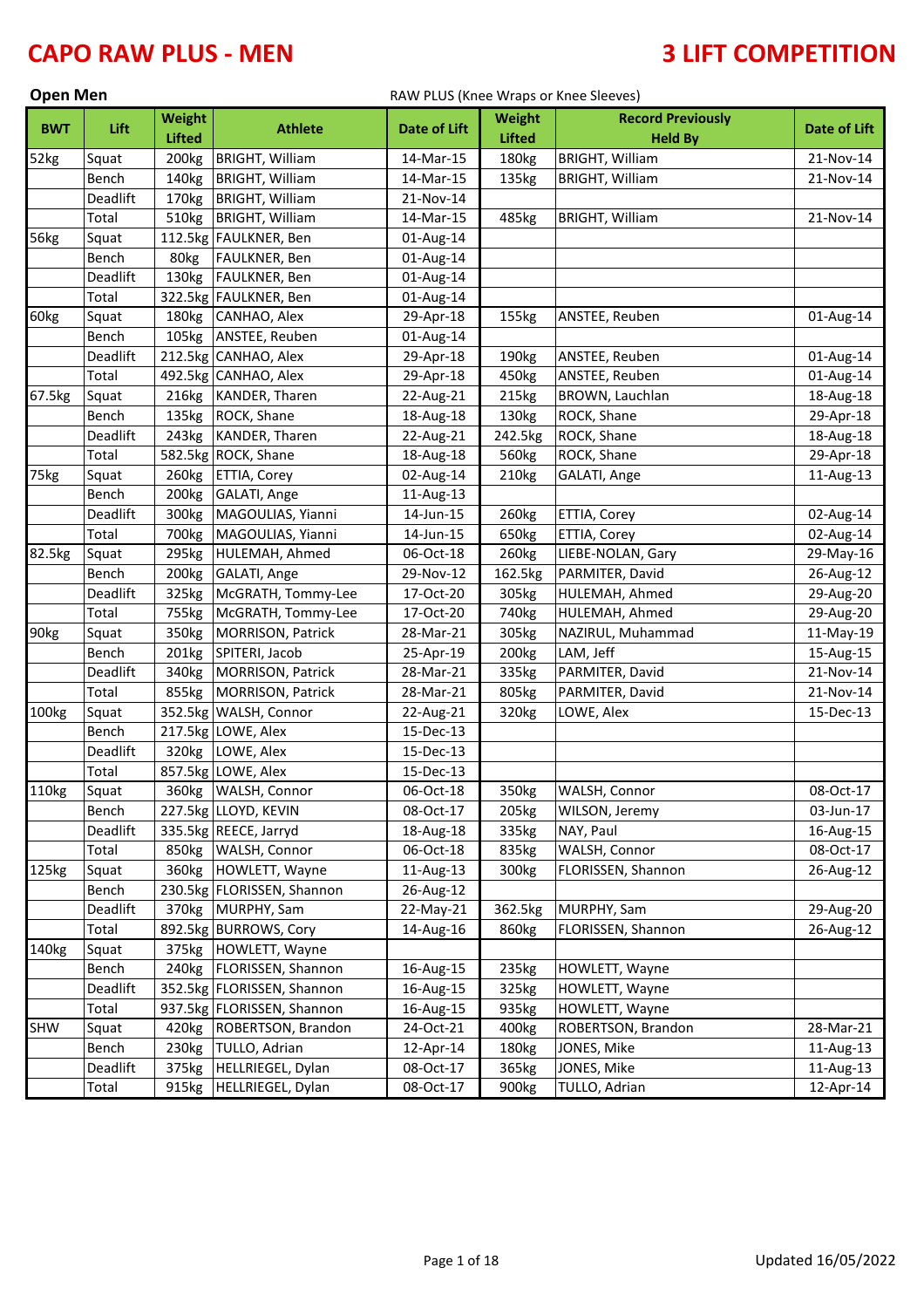# CAPO RAW PLUS - MEN

# 3 LIFT COMPETITION

**Open Men** RAW PLUS (Knee Wraps or Knee Sleeves)

| BWT | Lift | Weight Lifted | Athlete | Date of Lift | Weight Lifted | Record Previously Held By | Date of Lift |
|---|---|---|---|---|---|---|---|
| 52kg | Squat | 200kg | BRIGHT, William | 14-Mar-15 | 180kg | BRIGHT, William | 21-Nov-14 |
| | Bench | 140kg | BRIGHT, William | 14-Mar-15 | 135kg | BRIGHT, William | 21-Nov-14 |
| | Deadlift | 170kg | BRIGHT, William | 21-Nov-14 | | | |
| | Total | 510kg | BRIGHT, William | 14-Mar-15 | 485kg | BRIGHT, William | 21-Nov-14 |
| 56kg | Squat | 112.5kg | FAULKNER, Ben | 01-Aug-14 | | | |
| | Bench | 80kg | FAULKNER, Ben | 01-Aug-14 | | | |
| | Deadlift | 130kg | FAULKNER, Ben | 01-Aug-14 | | | |
| | Total | 322.5kg | FAULKNER, Ben | 01-Aug-14 | | | |
| 60kg | Squat | 180kg | CANHAO, Alex | 29-Apr-18 | 155kg | ANSTEE, Reuben | 01-Aug-14 |
| | Bench | 105kg | ANSTEE, Reuben | 01-Aug-14 | | | |
| | Deadlift | 212.5kg | CANHAO, Alex | 29-Apr-18 | 190kg | ANSTEE, Reuben | 01-Aug-14 |
| | Total | 492.5kg | CANHAO, Alex | 29-Apr-18 | 450kg | ANSTEE, Reuben | 01-Aug-14 |
| 67.5kg | Squat | 216kg | KANDER, Tharen | 22-Aug-21 | 215kg | BROWN, Lauchlan | 18-Aug-18 |
| | Bench | 135kg | ROCK, Shane | 18-Aug-18 | 130kg | ROCK, Shane | 29-Apr-18 |
| | Deadlift | 243kg | KANDER, Tharen | 22-Aug-21 | 242.5kg | ROCK, Shane | 18-Aug-18 |
| | Total | 582.5kg | ROCK, Shane | 18-Aug-18 | 560kg | ROCK, Shane | 29-Apr-18 |
| 75kg | Squat | 260kg | ETTIA, Corey | 02-Aug-14 | 210kg | GALATI, Ange | 11-Aug-13 |
| | Bench | 200kg | GALATI, Ange | 11-Aug-13 | | | |
| | Deadlift | 300kg | MAGOULIAS, Yianni | 14-Jun-15 | 260kg | ETTIA, Corey | 02-Aug-14 |
| | Total | 700kg | MAGOULIAS, Yianni | 14-Jun-15 | 650kg | ETTIA, Corey | 02-Aug-14 |
| 82.5kg | Squat | 295kg | HULEMAH, Ahmed | 06-Oct-18 | 260kg | LIEBE-NOLAN, Gary | 29-May-16 |
| | Bench | 200kg | GALATI, Ange | 29-Nov-12 | 162.5kg | PARMITER, David | 26-Aug-12 |
| | Deadlift | 325kg | McGRATH, Tommy-Lee | 17-Oct-20 | 305kg | HULEMAH, Ahmed | 29-Aug-20 |
| | Total | 755kg | McGRATH, Tommy-Lee | 17-Oct-20 | 740kg | HULEMAH, Ahmed | 29-Aug-20 |
| 90kg | Squat | 350kg | MORRISON, Patrick | 28-Mar-21 | 305kg | NAZIRUL, Muhammad | 11-May-19 |
| | Bench | 201kg | SPITERI, Jacob | 25-Apr-19 | 200kg | LAM, Jeff | 15-Aug-15 |
| | Deadlift | 340kg | MORRISON, Patrick | 28-Mar-21 | 335kg | PARMITER, David | 21-Nov-14 |
| | Total | 855kg | MORRISON, Patrick | 28-Mar-21 | 805kg | PARMITER, David | 21-Nov-14 |
| 100kg | Squat | 352.5kg | WALSH, Connor | 22-Aug-21 | 320kg | LOWE, Alex | 15-Dec-13 |
| | Bench | 217.5kg | LOWE, Alex | 15-Dec-13 | | | |
| | Deadlift | 320kg | LOWE, Alex | 15-Dec-13 | | | |
| | Total | 857.5kg | LOWE, Alex | 15-Dec-13 | | | |
| 110kg | Squat | 360kg | WALSH, Connor | 06-Oct-18 | 350kg | WALSH, Connor | 08-Oct-17 |
| | Bench | 227.5kg | LLOYD, KEVIN | 08-Oct-17 | 205kg | WILSON, Jeremy | 03-Jun-17 |
| | Deadlift | 335.5kg | REECE, Jarryd | 18-Aug-18 | 335kg | NAY, Paul | 16-Aug-15 |
| | Total | 850kg | WALSH, Connor | 06-Oct-18 | 835kg | WALSH, Connor | 08-Oct-17 |
| 125kg | Squat | 360kg | HOWLETT, Wayne | 11-Aug-13 | 300kg | FLORISSEN, Shannon | 26-Aug-12 |
| | Bench | 230.5kg | FLORISSEN, Shannon | 26-Aug-12 | | | |
| | Deadlift | 370kg | MURPHY, Sam | 22-May-21 | 362.5kg | MURPHY, Sam | 29-Aug-20 |
| | Total | 892.5kg | BURROWS, Cory | 14-Aug-16 | 860kg | FLORISSEN, Shannon | 26-Aug-12 |
| 140kg | Squat | 375kg | HOWLETT, Wayne | | | | |
| | Bench | 240kg | FLORISSEN, Shannon | 16-Aug-15 | 235kg | HOWLETT, Wayne | |
| | Deadlift | 352.5kg | FLORISSEN, Shannon | 16-Aug-15 | 325kg | HOWLETT, Wayne | |
| | Total | 937.5kg | FLORISSEN, Shannon | 16-Aug-15 | 935kg | HOWLETT, Wayne | |
| SHW | Squat | 420kg | ROBERTSON, Brandon | 24-Oct-21 | 400kg | ROBERTSON, Brandon | 28-Mar-21 |
| | Bench | 230kg | TULLO, Adrian | 12-Apr-14 | 180kg | JONES, Mike | 11-Aug-13 |
| | Deadlift | 375kg | HELLRIEGEL, Dylan | 08-Oct-17 | 365kg | JONES, Mike | 11-Aug-13 |
| | Total | 915kg | HELLRIEGEL, Dylan | 08-Oct-17 | 900kg | TULLO, Adrian | 12-Apr-14 |

Updated 16/05/2022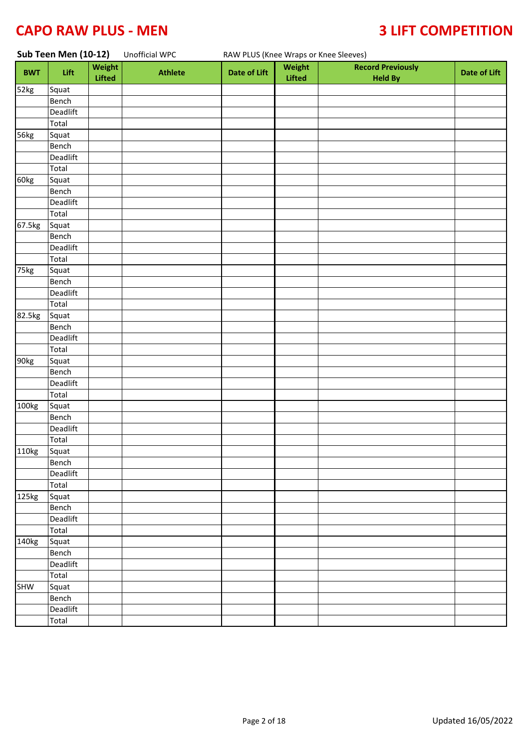# CAPO RAW PLUS - MEN

# 3 LIFT COMPETITION

**Sub Teen Men (10-12)** Unofficial WPC RAW PLUS (Knee Wraps or Knee Sleeves)

| BWT | Lift | Weight Lifted | Athlete | Date of Lift | Weight Lifted | Record Previously Held By | Date of Lift |
|---|---|---|---|---|---|---|---|
| 52kg | Squat | | | | | | |
| | Bench | | | | | | |
| | Deadlift | | | | | | |
| | Total | | | | | | |
| 56kg | Squat | | | | | | |
| | Bench | | | | | | |
| | Deadlift | | | | | | |
| | Total | | | | | | |
| 60kg | Squat | | | | | | |
| | Bench | | | | | | |
| | Deadlift | | | | | | |
| | Total | | | | | | |
| 67.5kg | Squat | | | | | | |
| | Bench | | | | | | |
| | Deadlift | | | | | | |
| | Total | | | | | | |
| 75kg | Squat | | | | | | |
| | Bench | | | | | | |
| | Deadlift | | | | | | |
| | Total | | | | | | |
| 82.5kg | Squat | | | | | | |
| | Bench | | | | | | |
| | Deadlift | | | | | | |
| | Total | | | | | | |
| 90kg | Squat | | | | | | |
| | Bench | | | | | | |
| | Deadlift | | | | | | |
| | Total | | | | | | |
| 100kg | Squat | | | | | | |
| | Bench | | | | | | |
| | Deadlift | | | | | | |
| | Total | | | | | | |
| 110kg | Squat | | | | | | |
| | Bench | | | | | | |
| | Deadlift | | | | | | |
| | Total | | | | | | |
| 125kg | Squat | | | | | | |
| | Bench | | | | | | |
| | Deadlift | | | | | | |
| | Total | | | | | | |
| 140kg | Squat | | | | | | |
| | Bench | | | | | | |
| | Deadlift | | | | | | |
| | Total | | | | | | |
| SHW | Squat | | | | | | |
| | Bench | | | | | | |
| | Deadlift | | | | | | |
| | Total | | | | | | |

Updated 16/05/2022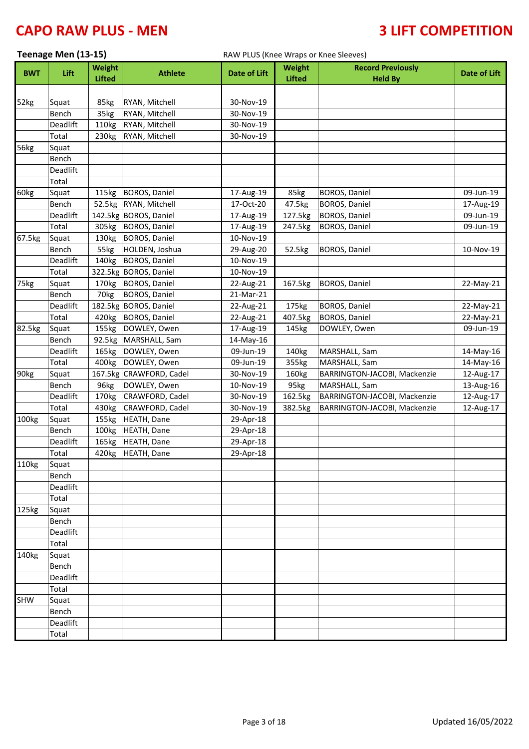# CAPO RAW PLUS - MEN

# 3 LIFT COMPETITION

**Teenage Men (13-15)** RAW PLUS (Knee Wraps or Knee Sleeves)

| BWT | Lift | Weight Lifted | Athlete | Date of Lift | Weight Lifted | Record Previously Held By | Date of Lift |
|---|---|---|---|---|---|---|---|
| 52kg | Squat | 85kg | RYAN, Mitchell | 30-Nov-19 | | | |
| | Bench | 35kg | RYAN, Mitchell | 30-Nov-19 | | | |
| | Deadlift | 110kg | RYAN, Mitchell | 30-Nov-19 | | | |
| | Total | 230kg | RYAN, Mitchell | 30-Nov-19 | | | |
| 56kg | Squat | | | | | | |
| | Bench | | | | | | |
| | Deadlift | | | | | | |
| | Total | | | | | | |
| 60kg | Squat | 115kg | BOROS, Daniel | 17-Aug-19 | 85kg | BOROS, Daniel | 09-Jun-19 |
| | Bench | 52.5kg | RYAN, Mitchell | 17-Oct-20 | 47.5kg | BOROS, Daniel | 17-Aug-19 |
| | Deadlift | 142.5kg | BOROS, Daniel | 17-Aug-19 | 127.5kg | BOROS, Daniel | 09-Jun-19 |
| | Total | 305kg | BOROS, Daniel | 17-Aug-19 | 247.5kg | BOROS, Daniel | 09-Jun-19 |
| 67.5kg | Squat | 130kg | BOROS, Daniel | 10-Nov-19 | | | |
| | Bench | 55kg | HOLDEN, Joshua | 29-Aug-20 | 52.5kg | BOROS, Daniel | 10-Nov-19 |
| | Deadlift | 140kg | BOROS, Daniel | 10-Nov-19 | | | |
| | Total | 322.5kg | BOROS, Daniel | 10-Nov-19 | | | |
| 75kg | Squat | 170kg | BOROS, Daniel | 22-Aug-21 | 167.5kg | BOROS, Daniel | 22-May-21 |
| | Bench | 70kg | BOROS, Daniel | 21-Mar-21 | | | |
| | Deadlift | 182.5kg | BOROS, Daniel | 22-Aug-21 | 175kg | BOROS, Daniel | 22-May-21 |
| | Total | 420kg | BOROS, Daniel | 22-Aug-21 | 407.5kg | BOROS, Daniel | 22-May-21 |
| 82.5kg | Squat | 155kg | DOWLEY, Owen | 17-Aug-19 | 145kg | DOWLEY, Owen | 09-Jun-19 |
| | Bench | 92.5kg | MARSHALL, Sam | 14-May-16 | | | |
| | Deadlift | 165kg | DOWLEY, Owen | 09-Jun-19 | 140kg | MARSHALL, Sam | 14-May-16 |
| | Total | 400kg | DOWLEY, Owen | 09-Jun-19 | 355kg | MARSHALL, Sam | 14-May-16 |
| 90kg | Squat | 167.5kg | CRAWFORD, Cadel | 30-Nov-19 | 160kg | BARRINGTON-JACOBI, Mackenzie | 12-Aug-17 |
| | Bench | 96kg | DOWLEY, Owen | 10-Nov-19 | 95kg | MARSHALL, Sam | 13-Aug-16 |
| | Deadlift | 170kg | CRAWFORD, Cadel | 30-Nov-19 | 162.5kg | BARRINGTON-JACOBI, Mackenzie | 12-Aug-17 |
| | Total | 430kg | CRAWFORD, Cadel | 30-Nov-19 | 382.5kg | BARRINGTON-JACOBI, Mackenzie | 12-Aug-17 |
| 100kg | Squat | 155kg | HEATH, Dane | 29-Apr-18 | | | |
| | Bench | 100kg | HEATH, Dane | 29-Apr-18 | | | |
| | Deadlift | 165kg | HEATH, Dane | 29-Apr-18 | | | |
| | Total | 420kg | HEATH, Dane | 29-Apr-18 | | | |
| 110kg | Squat | | | | | | |
| | Bench | | | | | | |
| | Deadlift | | | | | | |
| | Total | | | | | | |
| 125kg | Squat | | | | | | |
| | Bench | | | | | | |
| | Deadlift | | | | | | |
| | Total | | | | | | |
| 140kg | Squat | | | | | | |
| | Bench | | | | | | |
| | Deadlift | | | | | | |
| | Total | | | | | | |
| SHW | Squat | | | | | | |
| | Bench | | | | | | |
| | Deadlift | | | | | | |
| | Total | | | | | | |

Updated 16/05/2022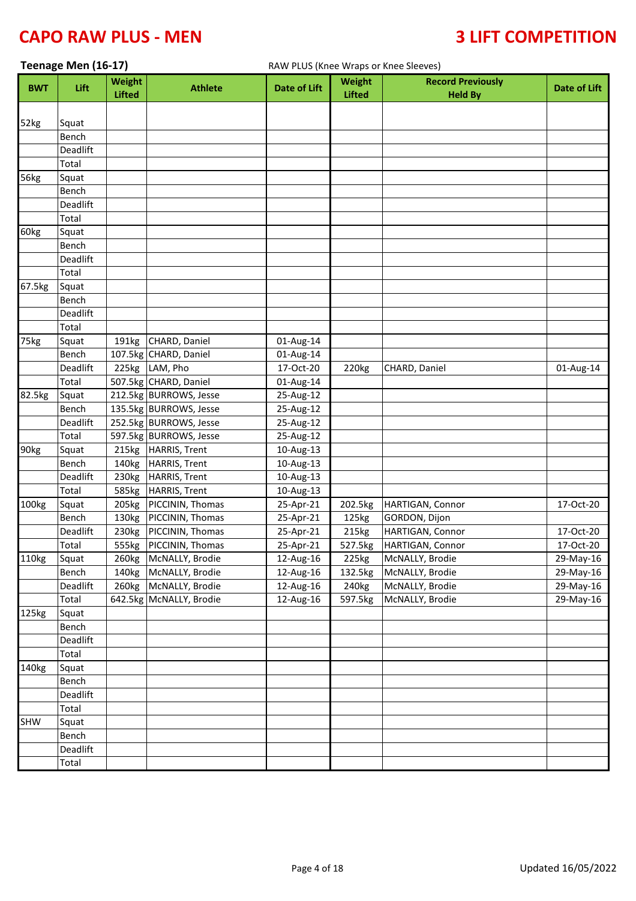# CAPO RAW PLUS - MEN

# 3 LIFT COMPETITION

**Teenage Men (16-17)**

RAW PLUS (Knee Wraps or Knee Sleeves)

| BWT | Lift | Weight Lifted | Athlete | Date of Lift | Weight Lifted | Record Previously Held By | Date of Lift |
|---|---|---|---|---|---|---|---|
| 52kg | Squat | | | | | | |
| | Bench | | | | | | |
| | Deadlift | | | | | | |
| | Total | | | | | | |
| 56kg | Squat | | | | | | |
| | Bench | | | | | | |
| | Deadlift | | | | | | |
| | Total | | | | | | |
| 60kg | Squat | | | | | | |
| | Bench | | | | | | |
| | Deadlift | | | | | | |
| | Total | | | | | | |
| 67.5kg | Squat | | | | | | |
| | Bench | | | | | | |
| | Deadlift | | | | | | |
| | Total | | | | | | |
| 75kg | Squat | 191kg | CHARD, Daniel | 01-Aug-14 | | | |
| | Bench | 107.5kg | CHARD, Daniel | 01-Aug-14 | | | |
| | Deadlift | 225kg | LAM, Pho | 17-Oct-20 | 220kg | CHARD, Daniel | 01-Aug-14 |
| | Total | 507.5kg | CHARD, Daniel | 01-Aug-14 | | | |
| 82.5kg | Squat | 212.5kg | BURROWS, Jesse | 25-Aug-12 | | | |
| | Bench | 135.5kg | BURROWS, Jesse | 25-Aug-12 | | | |
| | Deadlift | 252.5kg | BURROWS, Jesse | 25-Aug-12 | | | |
| | Total | 597.5kg | BURROWS, Jesse | 25-Aug-12 | | | |
| 90kg | Squat | 215kg | HARRIS, Trent | 10-Aug-13 | | | |
| | Bench | 140kg | HARRIS, Trent | 10-Aug-13 | | | |
| | Deadlift | 230kg | HARRIS, Trent | 10-Aug-13 | | | |
| | Total | 585kg | HARRIS, Trent | 10-Aug-13 | | | |
| 100kg | Squat | 205kg | PICCININ, Thomas | 25-Apr-21 | 202.5kg | HARTIGAN, Connor | 17-Oct-20 |
| | Bench | 130kg | PICCININ, Thomas | 25-Apr-21 | 125kg | GORDON, Dijon | |
| | Deadlift | 230kg | PICCININ, Thomas | 25-Apr-21 | 215kg | HARTIGAN, Connor | 17-Oct-20 |
| | Total | 555kg | PICCININ, Thomas | 25-Apr-21 | 527.5kg | HARTIGAN, Connor | 17-Oct-20 |
| 110kg | Squat | 260kg | McNALLY, Brodie | 12-Aug-16 | 225kg | McNALLY, Brodie | 29-May-16 |
| | Bench | 140kg | McNALLY, Brodie | 12-Aug-16 | 132.5kg | McNALLY, Brodie | 29-May-16 |
| | Deadlift | 260kg | McNALLY, Brodie | 12-Aug-16 | 240kg | McNALLY, Brodie | 29-May-16 |
| | Total | 642.5kg | McNALLY, Brodie | 12-Aug-16 | 597.5kg | McNALLY, Brodie | 29-May-16 |
| 125kg | Squat | | | | | | |
| | Bench | | | | | | |
| | Deadlift | | | | | | |
| | Total | | | | | | |
| 140kg | Squat | | | | | | |
| | Bench | | | | | | |
| | Deadlift | | | | | | |
| | Total | | | | | | |
| SHW | Squat | | | | | | |
| | Bench | | | | | | |
| | Deadlift | | | | | | |
| | Total | | | | | | |

Updated 16/05/2022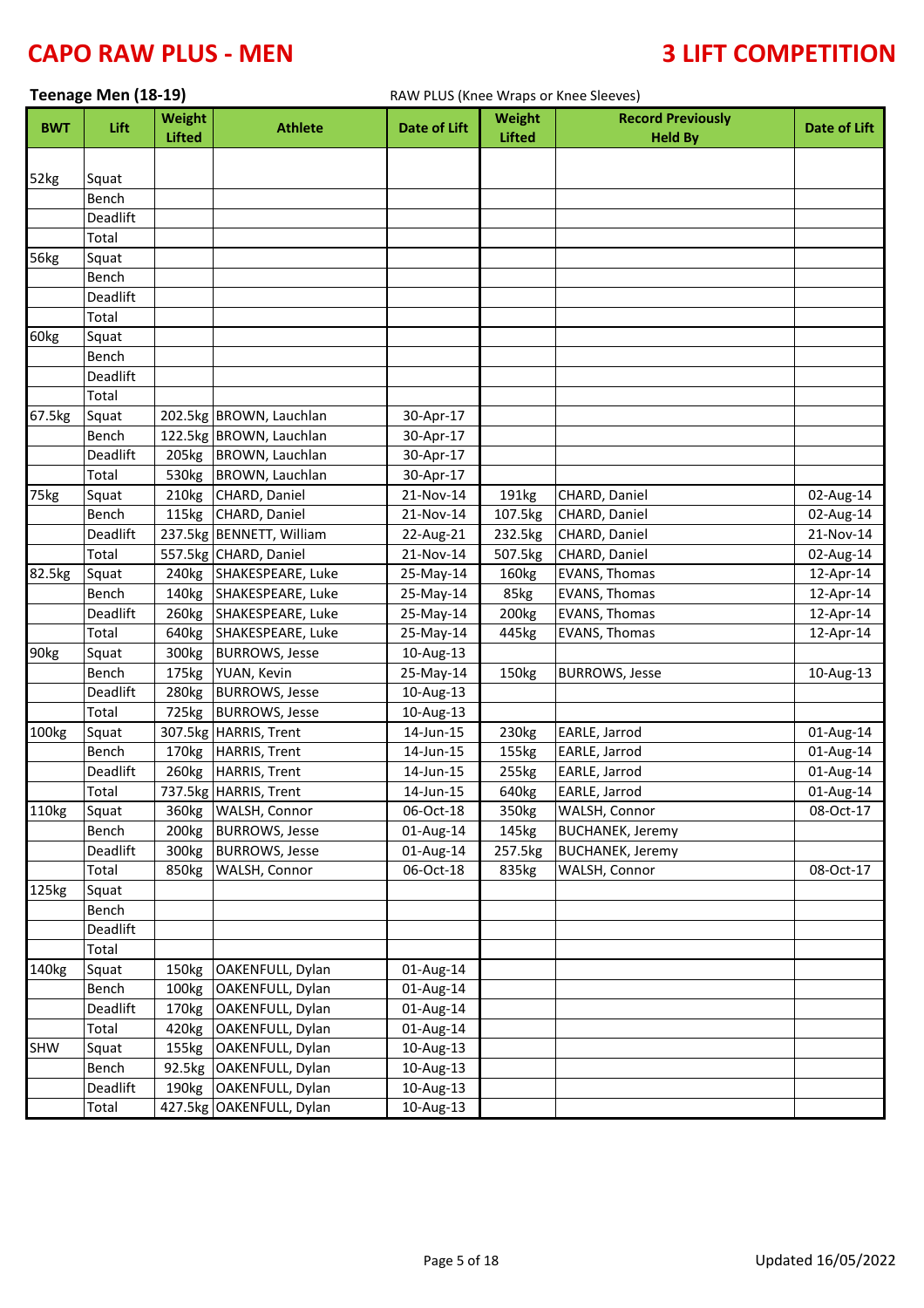# CAPO RAW PLUS - MEN

# 3 LIFT COMPETITION

**Teenage Men (18-19)** RAW PLUS (Knee Wraps or Knee Sleeves)

| BWT | Lift | Weight Lifted | Athlete | Date of Lift | Weight Lifted | Record Previously Held By | Date of Lift |
|---|---|---|---|---|---|---|---|
| 52kg | Squat | | | | | | |
| | Bench | | | | | | |
| | Deadlift | | | | | | |
| | Total | | | | | | |
| 56kg | Squat | | | | | | |
| | Bench | | | | | | |
| | Deadlift | | | | | | |
| | Total | | | | | | |
| 60kg | Squat | | | | | | |
| | Bench | | | | | | |
| | Deadlift | | | | | | |
| | Total | | | | | | |
| 67.5kg | Squat | 202.5kg | BROWN, Lauchlan | 30-Apr-17 | | | |
| | Bench | 122.5kg | BROWN, Lauchlan | 30-Apr-17 | | | |
| | Deadlift | 205kg | BROWN, Lauchlan | 30-Apr-17 | | | |
| | Total | 530kg | BROWN, Lauchlan | 30-Apr-17 | | | |
| 75kg | Squat | 210kg | CHARD, Daniel | 21-Nov-14 | 191kg | CHARD, Daniel | 02-Aug-14 |
| | Bench | 115kg | CHARD, Daniel | 21-Nov-14 | 107.5kg | CHARD, Daniel | 02-Aug-14 |
| | Deadlift | 237.5kg | BENNETT, William | 22-Aug-21 | 232.5kg | CHARD, Daniel | 21-Nov-14 |
| | Total | 557.5kg | CHARD, Daniel | 21-Nov-14 | 507.5kg | CHARD, Daniel | 02-Aug-14 |
| 82.5kg | Squat | 240kg | SHAKESPEARE, Luke | 25-May-14 | 160kg | EVANS, Thomas | 12-Apr-14 |
| | Bench | 140kg | SHAKESPEARE, Luke | 25-May-14 | 85kg | EVANS, Thomas | 12-Apr-14 |
| | Deadlift | 260kg | SHAKESPEARE, Luke | 25-May-14 | 200kg | EVANS, Thomas | 12-Apr-14 |
| | Total | 640kg | SHAKESPEARE, Luke | 25-May-14 | 445kg | EVANS, Thomas | 12-Apr-14 |
| 90kg | Squat | 300kg | BURROWS, Jesse | 10-Aug-13 | | | |
| | Bench | 175kg | YUAN, Kevin | 25-May-14 | 150kg | BURROWS, Jesse | 10-Aug-13 |
| | Deadlift | 280kg | BURROWS, Jesse | 10-Aug-13 | | | |
| | Total | 725kg | BURROWS, Jesse | 10-Aug-13 | | | |
| 100kg | Squat | 307.5kg | HARRIS, Trent | 14-Jun-15 | 230kg | EARLE, Jarrod | 01-Aug-14 |
| | Bench | 170kg | HARRIS, Trent | 14-Jun-15 | 155kg | EARLE, Jarrod | 01-Aug-14 |
| | Deadlift | 260kg | HARRIS, Trent | 14-Jun-15 | 255kg | EARLE, Jarrod | 01-Aug-14 |
| | Total | 737.5kg | HARRIS, Trent | 14-Jun-15 | 640kg | EARLE, Jarrod | 01-Aug-14 |
| 110kg | Squat | 360kg | WALSH, Connor | 06-Oct-18 | 350kg | WALSH, Connor | 08-Oct-17 |
| | Bench | 200kg | BURROWS, Jesse | 01-Aug-14 | 145kg | BUCHANEK, Jeremy | |
| | Deadlift | 300kg | BURROWS, Jesse | 01-Aug-14 | 257.5kg | BUCHANEK, Jeremy | |
| | Total | 850kg | WALSH, Connor | 06-Oct-18 | 835kg | WALSH, Connor | 08-Oct-17 |
| 125kg | Squat | | | | | | |
| | Bench | | | | | | |
| | Deadlift | | | | | | |
| | Total | | | | | | |
| 140kg | Squat | 150kg | OAKENFULL, Dylan | 01-Aug-14 | | | |
| | Bench | 100kg | OAKENFULL, Dylan | 01-Aug-14 | | | |
| | Deadlift | 170kg | OAKENFULL, Dylan | 01-Aug-14 | | | |
| | Total | 420kg | OAKENFULL, Dylan | 01-Aug-14 | | | |
| SHW | Squat | 155kg | OAKENFULL, Dylan | 10-Aug-13 | | | |
| | Bench | 92.5kg | OAKENFULL, Dylan | 10-Aug-13 | | | |
| | Deadlift | 190kg | OAKENFULL, Dylan | 10-Aug-13 | | | |
| | Total | 427.5kg | OAKENFULL, Dylan | 10-Aug-13 | | | |

Updated 16/05/2022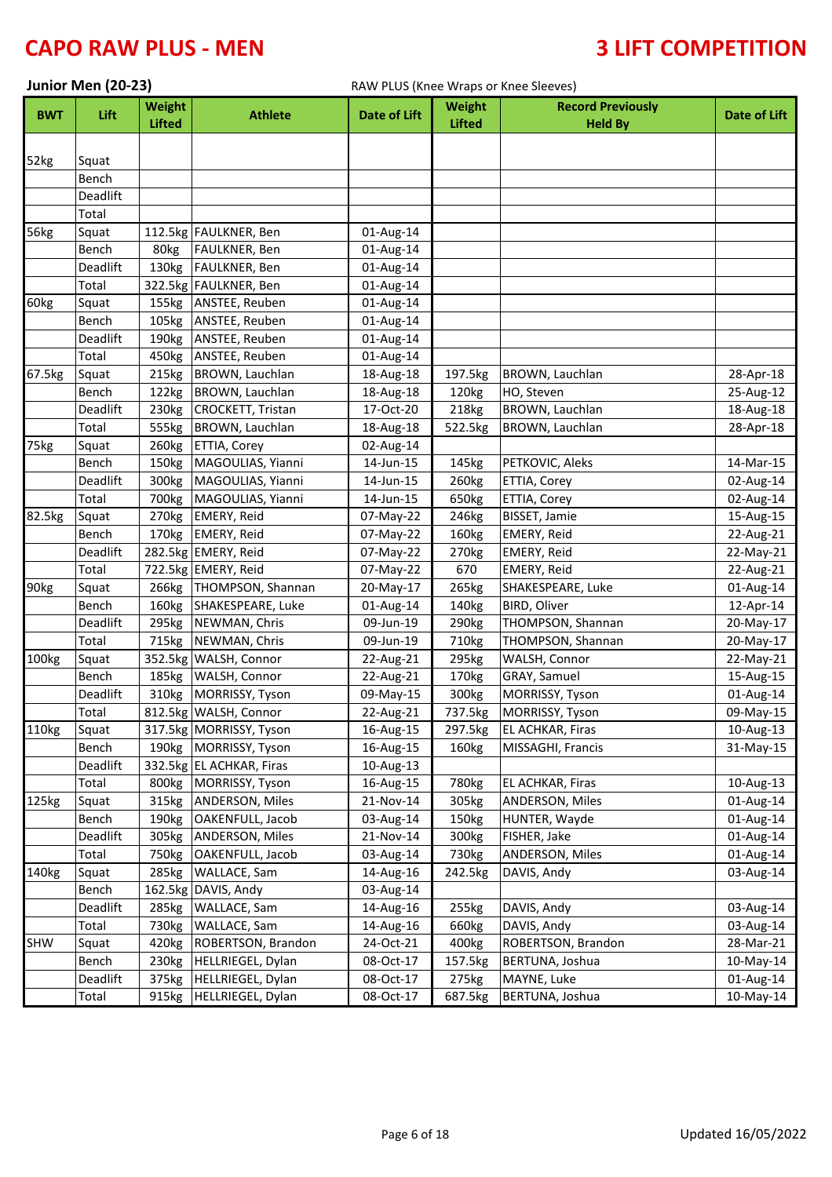# CAPO RAW PLUS - MEN

# 3 LIFT COMPETITION

**Junior Men (20-23)**

RAW PLUS (Knee Wraps or Knee Sleeves)

| BWT | Lift | Weight Lifted | Athlete | Date of Lift | Weight Lifted | Record Previously Held By | Date of Lift |
|---|---|---|---|---|---|---|---|
| 52kg | Squat | | | | | | |
| | Bench | | | | | | |
| | Deadlift | | | | | | |
| | Total | | | | | | |
| 56kg | Squat | 112.5kg | FAULKNER, Ben | 01-Aug-14 | | | |
| | Bench | 80kg | FAULKNER, Ben | 01-Aug-14 | | | |
| | Deadlift | 130kg | FAULKNER, Ben | 01-Aug-14 | | | |
| | Total | 322.5kg | FAULKNER, Ben | 01-Aug-14 | | | |
| 60kg | Squat | 155kg | ANSTEE, Reuben | 01-Aug-14 | | | |
| | Bench | 105kg | ANSTEE, Reuben | 01-Aug-14 | | | |
| | Deadlift | 190kg | ANSTEE, Reuben | 01-Aug-14 | | | |
| | Total | 450kg | ANSTEE, Reuben | 01-Aug-14 | | | |
| 67.5kg | Squat | 215kg | BROWN, Lauchlan | 18-Aug-18 | 197.5kg | BROWN, Lauchlan | 28-Apr-18 |
| | Bench | 122kg | BROWN, Lauchlan | 18-Aug-18 | 120kg | HO, Steven | 25-Aug-12 |
| | Deadlift | 230kg | CROCKETT, Tristan | 17-Oct-20 | 218kg | BROWN, Lauchlan | 18-Aug-18 |
| | Total | 555kg | BROWN, Lauchlan | 18-Aug-18 | 522.5kg | BROWN, Lauchlan | 28-Apr-18 |
| 75kg | Squat | 260kg | ETTIA, Corey | 02-Aug-14 | | | |
| | Bench | 150kg | MAGOULIAS, Yianni | 14-Jun-15 | 145kg | PETKOVIC, Aleks | 14-Mar-15 |
| | Deadlift | 300kg | MAGOULIAS, Yianni | 14-Jun-15 | 260kg | ETTIA, Corey | 02-Aug-14 |
| | Total | 700kg | MAGOULIAS, Yianni | 14-Jun-15 | 650kg | ETTIA, Corey | 02-Aug-14 |
| 82.5kg | Squat | 270kg | EMERY, Reid | 07-May-22 | 246kg | BISSET, Jamie | 15-Aug-15 |
| | Bench | 170kg | EMERY, Reid | 07-May-22 | 160kg | EMERY, Reid | 22-Aug-21 |
| | Deadlift | 282.5kg | EMERY, Reid | 07-May-22 | 270kg | EMERY, Reid | 22-May-21 |
| | Total | 722.5kg | EMERY, Reid | 07-May-22 | 670 | EMERY, Reid | 22-Aug-21 |
| 90kg | Squat | 266kg | THOMPSON, Shannan | 20-May-17 | 265kg | SHAKESPEARE, Luke | 01-Aug-14 |
| | Bench | 160kg | SHAKESPEARE, Luke | 01-Aug-14 | 140kg | BIRD, Oliver | 12-Apr-14 |
| | Deadlift | 295kg | NEWMAN, Chris | 09-Jun-19 | 290kg | THOMPSON, Shannan | 20-May-17 |
| | Total | 715kg | NEWMAN, Chris | 09-Jun-19 | 710kg | THOMPSON, Shannan | 20-May-17 |
| 100kg | Squat | 352.5kg | WALSH, Connor | 22-Aug-21 | 295kg | WALSH, Connor | 22-May-21 |
| | Bench | 185kg | WALSH, Connor | 22-Aug-21 | 170kg | GRAY, Samuel | 15-Aug-15 |
| | Deadlift | 310kg | MORRISSY, Tyson | 09-May-15 | 300kg | MORRISSY, Tyson | 01-Aug-14 |
| | Total | 812.5kg | WALSH, Connor | 22-Aug-21 | 737.5kg | MORRISSY, Tyson | 09-May-15 |
| 110kg | Squat | 317.5kg | MORRISSY, Tyson | 16-Aug-15 | 297.5kg | EL ACHKAR, Firas | 10-Aug-13 |
| | Bench | 190kg | MORRISSY, Tyson | 16-Aug-15 | 160kg | MISSAGHI, Francis | 31-May-15 |
| | Deadlift | 332.5kg | EL ACHKAR, Firas | 10-Aug-13 | | | |
| | Total | 800kg | MORRISSY, Tyson | 16-Aug-15 | 780kg | EL ACHKAR, Firas | 10-Aug-13 |
| 125kg | Squat | 315kg | ANDERSON, Miles | 21-Nov-14 | 305kg | ANDERSON, Miles | 01-Aug-14 |
| | Bench | 190kg | OAKENFULL, Jacob | 03-Aug-14 | 150kg | HUNTER, Wayde | 01-Aug-14 |
| | Deadlift | 305kg | ANDERSON, Miles | 21-Nov-14 | 300kg | FISHER, Jake | 01-Aug-14 |
| | Total | 750kg | OAKENFULL, Jacob | 03-Aug-14 | 730kg | ANDERSON, Miles | 01-Aug-14 |
| 140kg | Squat | 285kg | WALLACE, Sam | 14-Aug-16 | 242.5kg | DAVIS, Andy | 03-Aug-14 |
| | Bench | 162.5kg | DAVIS, Andy | 03-Aug-14 | | | |
| | Deadlift | 285kg | WALLACE, Sam | 14-Aug-16 | 255kg | DAVIS, Andy | 03-Aug-14 |
| | Total | 730kg | WALLACE, Sam | 14-Aug-16 | 660kg | DAVIS, Andy | 03-Aug-14 |
| SHW | Squat | 420kg | ROBERTSON, Brandon | 24-Oct-21 | 400kg | ROBERTSON, Brandon | 28-Mar-21 |
| | Bench | 230kg | HELLRIEGEL, Dylan | 08-Oct-17 | 157.5kg | BERTUNA, Joshua | 10-May-14 |
| | Deadlift | 375kg | HELLRIEGEL, Dylan | 08-Oct-17 | 275kg | MAYNE, Luke | 01-Aug-14 |
| | Total | 915kg | HELLRIEGEL, Dylan | 08-Oct-17 | 687.5kg | BERTUNA, Joshua | 10-May-14 |

Updated 16/05/2022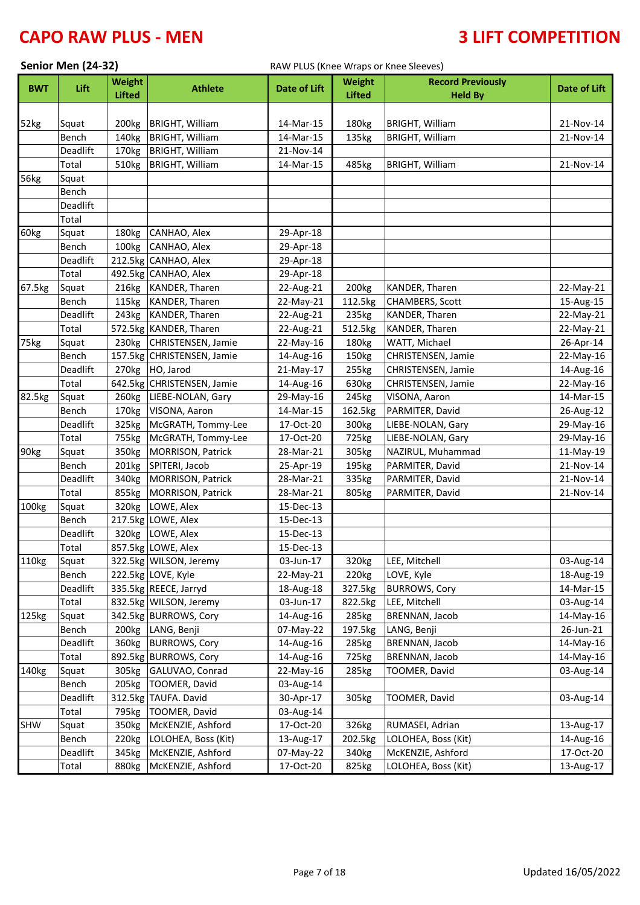# CAPO RAW PLUS - MEN

# 3 LIFT COMPETITION

**Senior Men (24-32)**

RAW PLUS (Knee Wraps or Knee Sleeves)

| BWT | Lift | Weight Lifted | Athlete | Date of Lift | Weight Lifted | Record Previously Held By | Date of Lift |
|---|---|---|---|---|---|---|---|
| 52kg | Squat | 200kg | BRIGHT, William | 14-Mar-15 | 180kg | BRIGHT, William | 21-Nov-14 |
| | Bench | 140kg | BRIGHT, William | 14-Mar-15 | 135kg | BRIGHT, William | 21-Nov-14 |
| | Deadlift | 170kg | BRIGHT, William | 21-Nov-14 | | | |
| | Total | 510kg | BRIGHT, William | 14-Mar-15 | 485kg | BRIGHT, William | 21-Nov-14 |
| 56kg | Squat | | | | | | |
| | Bench | | | | | | |
| | Deadlift | | | | | | |
| | Total | | | | | | |
| 60kg | Squat | 180kg | CANHAO, Alex | 29-Apr-18 | | | |
| | Bench | 100kg | CANHAO, Alex | 29-Apr-18 | | | |
| | Deadlift | 212.5kg | CANHAO, Alex | 29-Apr-18 | | | |
| | Total | 492.5kg | CANHAO, Alex | 29-Apr-18 | | | |
| 67.5kg | Squat | 216kg | KANDER, Tharen | 22-Aug-21 | 200kg | KANDER, Tharen | 22-May-21 |
| | Bench | 115kg | KANDER, Tharen | 22-May-21 | 112.5kg | CHAMBERS, Scott | 15-Aug-15 |
| | Deadlift | 243kg | KANDER, Tharen | 22-Aug-21 | 235kg | KANDER, Tharen | 22-May-21 |
| | Total | 572.5kg | KANDER, Tharen | 22-Aug-21 | 512.5kg | KANDER, Tharen | 22-May-21 |
| 75kg | Squat | 230kg | CHRISTENSEN, Jamie | 22-May-16 | 180kg | WATT, Michael | 26-Apr-14 |
| | Bench | 157.5kg | CHRISTENSEN, Jamie | 14-Aug-16 | 150kg | CHRISTENSEN, Jamie | 22-May-16 |
| | Deadlift | 270kg | HO, Jarod | 21-May-17 | 255kg | CHRISTENSEN, Jamie | 14-Aug-16 |
| | Total | 642.5kg | CHRISTENSEN, Jamie | 14-Aug-16 | 630kg | CHRISTENSEN, Jamie | 22-May-16 |
| 82.5kg | Squat | 260kg | LIEBE-NOLAN, Gary | 29-May-16 | 245kg | VISONA, Aaron | 14-Mar-15 |
| | Bench | 170kg | VISONA, Aaron | 14-Mar-15 | 162.5kg | PARMITER, David | 26-Aug-12 |
| | Deadlift | 325kg | McGRATH, Tommy-Lee | 17-Oct-20 | 300kg | LIEBE-NOLAN, Gary | 29-May-16 |
| | Total | 755kg | McGRATH, Tommy-Lee | 17-Oct-20 | 725kg | LIEBE-NOLAN, Gary | 29-May-16 |
| 90kg | Squat | 350kg | MORRISON, Patrick | 28-Mar-21 | 305kg | NAZIRUL, Muhammad | 11-May-19 |
| | Bench | 201kg | SPITERI, Jacob | 25-Apr-19 | 195kg | PARMITER, David | 21-Nov-14 |
| | Deadlift | 340kg | MORRISON, Patrick | 28-Mar-21 | 335kg | PARMITER, David | 21-Nov-14 |
| | Total | 855kg | MORRISON, Patrick | 28-Mar-21 | 805kg | PARMITER, David | 21-Nov-14 |
| 100kg | Squat | 320kg | LOWE, Alex | 15-Dec-13 | | | |
| | Bench | 217.5kg | LOWE, Alex | 15-Dec-13 | | | |
| | Deadlift | 320kg | LOWE, Alex | 15-Dec-13 | | | |
| | Total | 857.5kg | LOWE, Alex | 15-Dec-13 | | | |
| 110kg | Squat | 322.5kg | WILSON, Jeremy | 03-Jun-17 | 320kg | LEE, Mitchell | 03-Aug-14 |
| | Bench | 222.5kg | LOVE, Kyle | 22-May-21 | 220kg | LOVE, Kyle | 18-Aug-19 |
| | Deadlift | 335.5kg | REECE, Jarryd | 18-Aug-18 | 327.5kg | BURROWS, Cory | 14-Mar-15 |
| | Total | 832.5kg | WILSON, Jeremy | 03-Jun-17 | 822.5kg | LEE, Mitchell | 03-Aug-14 |
| 125kg | Squat | 342.5kg | BURROWS, Cory | 14-Aug-16 | 285kg | BRENNAN, Jacob | 14-May-16 |
| | Bench | 200kg | LANG, Benji | 07-May-22 | 197.5kg | LANG, Benji | 26-Jun-21 |
| | Deadlift | 360kg | BURROWS, Cory | 14-Aug-16 | 285kg | BRENNAN, Jacob | 14-May-16 |
| | Total | 892.5kg | BURROWS, Cory | 14-Aug-16 | 725kg | BRENNAN, Jacob | 14-May-16 |
| 140kg | Squat | 305kg | GALUVAO, Conrad | 22-May-16 | 285kg | TOOMER, David | 03-Aug-14 |
| | Bench | 205kg | TOOMER, David | 03-Aug-14 | | | |
| | Deadlift | 312.5kg | TAUFA. David | 30-Apr-17 | 305kg | TOOMER, David | 03-Aug-14 |
| | Total | 795kg | TOOMER, David | 03-Aug-14 | | | |
| SHW | Squat | 350kg | McKENZIE, Ashford | 17-Oct-20 | 326kg | RUMASEI, Adrian | 13-Aug-17 |
| | Bench | 220kg | LOLOHEA, Boss (Kit) | 13-Aug-17 | 202.5kg | LOLOHEA, Boss (Kit) | 14-Aug-16 |
| | Deadlift | 345kg | McKENZIE, Ashford | 07-May-22 | 340kg | McKENZIE, Ashford | 17-Oct-20 |
| | Total | 880kg | McKENZIE, Ashford | 17-Oct-20 | 825kg | LOLOHEA, Boss (Kit) | 13-Aug-17 |

Updated 16/05/2022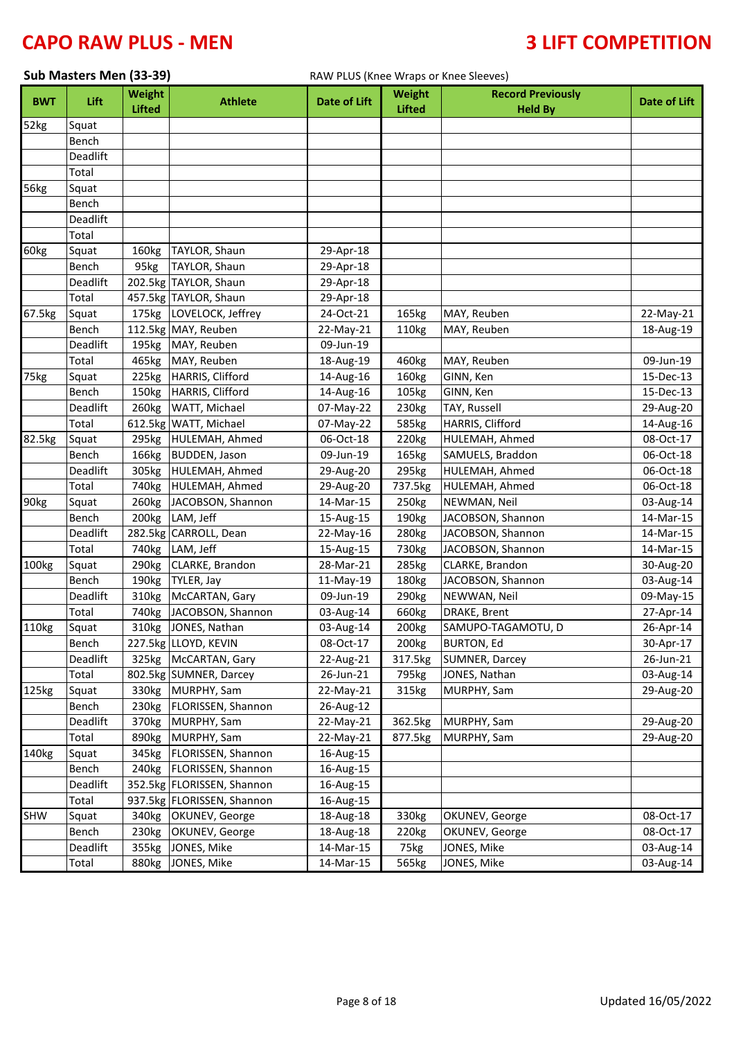# CAPO RAW PLUS - MEN

# 3 LIFT COMPETITION

**Sub Masters Men (33-39)** RAW PLUS (Knee Wraps or Knee Sleeves)

| BWT | Lift | Weight Lifted | Athlete | Date of Lift | Weight Lifted | Record Previously Held By | Date of Lift |
|---|---|---|---|---|---|---|---|
| 52kg | Squat | | | | | | |
| | Bench | | | | | | |
| | Deadlift | | | | | | |
| | Total | | | | | | |
| 56kg | Squat | | | | | | |
| | Bench | | | | | | |
| | Deadlift | | | | | | |
| | Total | | | | | | |
| 60kg | Squat | 160kg | TAYLOR, Shaun | 29-Apr-18 | | | |
| | Bench | 95kg | TAYLOR, Shaun | 29-Apr-18 | | | |
| | Deadlift | 202.5kg | TAYLOR, Shaun | 29-Apr-18 | | | |
| | Total | 457.5kg | TAYLOR, Shaun | 29-Apr-18 | | | |
| 67.5kg | Squat | 175kg | LOVELOCK, Jeffrey | 24-Oct-21 | 165kg | MAY, Reuben | 22-May-21 |
| | Bench | 112.5kg | MAY, Reuben | 22-May-21 | 110kg | MAY, Reuben | 18-Aug-19 |
| | Deadlift | 195kg | MAY, Reuben | 09-Jun-19 | | | |
| | Total | 465kg | MAY, Reuben | 18-Aug-19 | 460kg | MAY, Reuben | 09-Jun-19 |
| 75kg | Squat | 225kg | HARRIS, Clifford | 14-Aug-16 | 160kg | GINN, Ken | 15-Dec-13 |
| | Bench | 150kg | HARRIS, Clifford | 14-Aug-16 | 105kg | GINN, Ken | 15-Dec-13 |
| | Deadlift | 260kg | WATT, Michael | 07-May-22 | 230kg | TAY, Russell | 29-Aug-20 |
| | Total | 612.5kg | WATT, Michael | 07-May-22 | 585kg | HARRIS, Clifford | 14-Aug-16 |
| 82.5kg | Squat | 295kg | HULEMAH, Ahmed | 06-Oct-18 | 220kg | HULEMAH, Ahmed | 08-Oct-17 |
| | Bench | 166kg | BUDDEN, Jason | 09-Jun-19 | 165kg | SAMUELS, Braddon | 06-Oct-18 |
| | Deadlift | 305kg | HULEMAH, Ahmed | 29-Aug-20 | 295kg | HULEMAH, Ahmed | 06-Oct-18 |
| | Total | 740kg | HULEMAH, Ahmed | 29-Aug-20 | 737.5kg | HULEMAH, Ahmed | 06-Oct-18 |
| 90kg | Squat | 260kg | JACOBSON, Shannon | 14-Mar-15 | 250kg | NEWMAN, Neil | 03-Aug-14 |
| | Bench | 200kg | LAM, Jeff | 15-Aug-15 | 190kg | JACOBSON, Shannon | 14-Mar-15 |
| | Deadlift | 282.5kg | CARROLL, Dean | 22-May-16 | 280kg | JACOBSON, Shannon | 14-Mar-15 |
| | Total | 740kg | LAM, Jeff | 15-Aug-15 | 730kg | JACOBSON, Shannon | 14-Mar-15 |
| 100kg | Squat | 290kg | CLARKE, Brandon | 28-Mar-21 | 285kg | CLARKE, Brandon | 30-Aug-20 |
| | Bench | 190kg | TYLER, Jay | 11-May-19 | 180kg | JACOBSON, Shannon | 03-Aug-14 |
| | Deadlift | 310kg | McCARTAN, Gary | 09-Jun-19 | 290kg | NEWWAN, Neil | 09-May-15 |
| | Total | 740kg | JACOBSON, Shannon | 03-Aug-14 | 660kg | DRAKE, Brent | 27-Apr-14 |
| 110kg | Squat | 310kg | JONES, Nathan | 03-Aug-14 | 200kg | SAMUPO-TAGAMOTU, D | 26-Apr-14 |
| | Bench | 227.5kg | LLOYD, KEVIN | 08-Oct-17 | 200kg | BURTON, Ed | 30-Apr-17 |
| | Deadlift | 325kg | McCARTAN, Gary | 22-Aug-21 | 317.5kg | SUMNER, Darcey | 26-Jun-21 |
| | Total | 802.5kg | SUMNER, Darcey | 26-Jun-21 | 795kg | JONES, Nathan | 03-Aug-14 |
| 125kg | Squat | 330kg | MURPHY, Sam | 22-May-21 | 315kg | MURPHY, Sam | 29-Aug-20 |
| | Bench | 230kg | FLORISSEN, Shannon | 26-Aug-12 | | | |
| | Deadlift | 370kg | MURPHY, Sam | 22-May-21 | 362.5kg | MURPHY, Sam | 29-Aug-20 |
| | Total | 890kg | MURPHY, Sam | 22-May-21 | 877.5kg | MURPHY, Sam | 29-Aug-20 |
| 140kg | Squat | 345kg | FLORISSEN, Shannon | 16-Aug-15 | | | |
| | Bench | 240kg | FLORISSEN, Shannon | 16-Aug-15 | | | |
| | Deadlift | 352.5kg | FLORISSEN, Shannon | 16-Aug-15 | | | |
| | Total | 937.5kg | FLORISSEN, Shannon | 16-Aug-15 | | | |
| SHW | Squat | 340kg | OKUNEV, George | 18-Aug-18 | 330kg | OKUNEV, George | 08-Oct-17 |
| | Bench | 230kg | OKUNEV, George | 18-Aug-18 | 220kg | OKUNEV, George | 08-Oct-17 |
| | Deadlift | 355kg | JONES, Mike | 14-Mar-15 | 75kg | JONES, Mike | 03-Aug-14 |
| | Total | 880kg | JONES, Mike | 14-Mar-15 | 565kg | JONES, Mike | 03-Aug-14 |

Updated 16/05/2022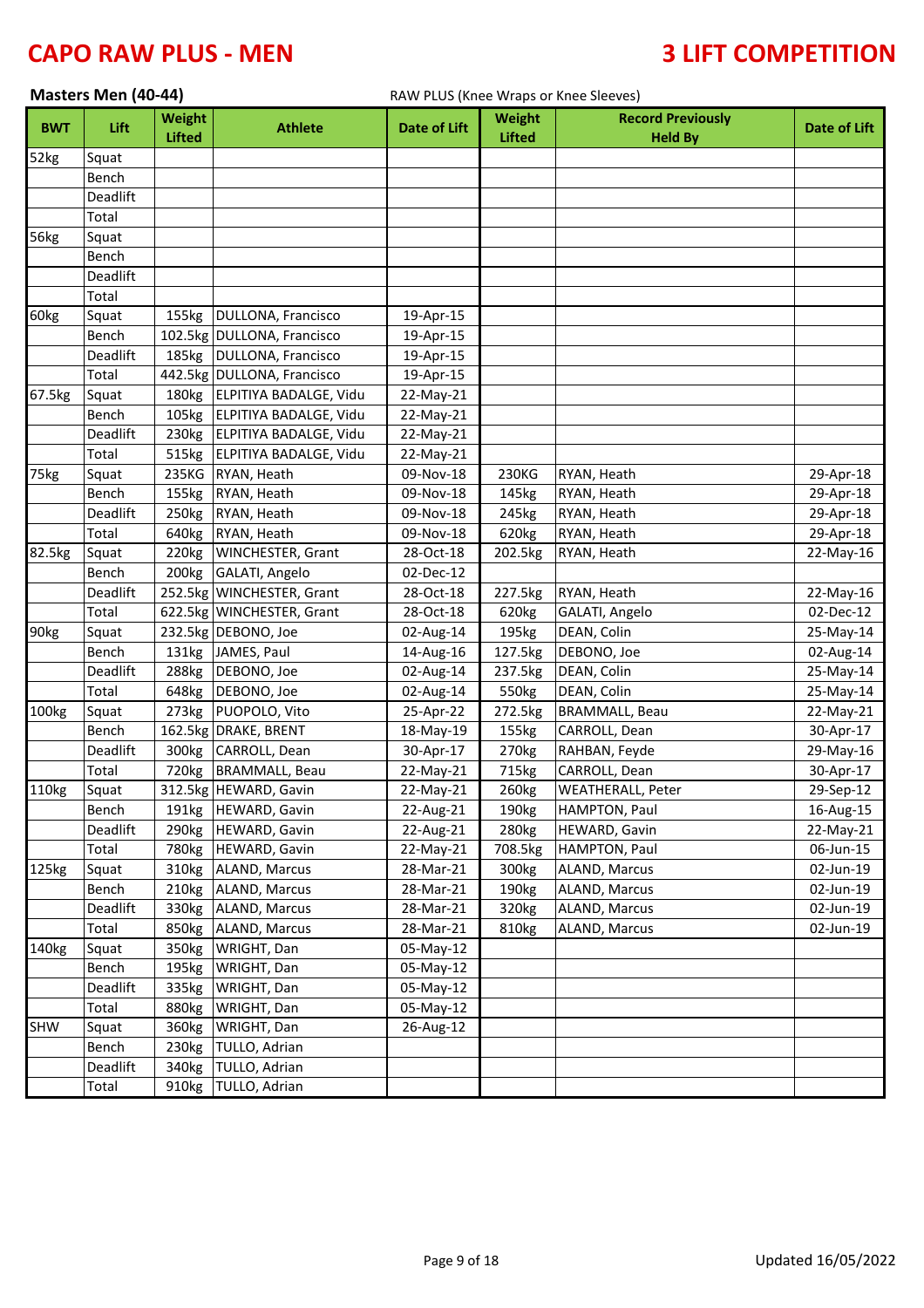# CAPO RAW PLUS - MEN

# 3 LIFT COMPETITION

**Masters Men (40-44)**

RAW PLUS (Knee Wraps or Knee Sleeves)

| BWT | Lift | Weight Lifted | Athlete | Date of Lift | Weight Lifted | Record Previously Held By | Date of Lift |
|---|---|---|---|---|---|---|---|
| 52kg | Squat | | | | | | |
| | Bench | | | | | | |
| | Deadlift | | | | | | |
| | Total | | | | | | |
| 56kg | Squat | | | | | | |
| | Bench | | | | | | |
| | Deadlift | | | | | | |
| | Total | | | | | | |
| 60kg | Squat | 155kg | DULLONA, Francisco | 19-Apr-15 | | | |
| | Bench | 102.5kg | DULLONA, Francisco | 19-Apr-15 | | | |
| | Deadlift | 185kg | DULLONA, Francisco | 19-Apr-15 | | | |
| | Total | 442.5kg | DULLONA, Francisco | 19-Apr-15 | | | |
| 67.5kg | Squat | 180kg | ELPITIYA BADALGE, Vidu | 22-May-21 | | | |
| | Bench | 105kg | ELPITIYA BADALGE, Vidu | 22-May-21 | | | |
| | Deadlift | 230kg | ELPITIYA BADALGE, Vidu | 22-May-21 | | | |
| | Total | 515kg | ELPITIYA BADALGE, Vidu | 22-May-21 | | | |
| 75kg | Squat | 235KG | RYAN, Heath | 09-Nov-18 | 230KG | RYAN, Heath | 29-Apr-18 |
| | Bench | 155kg | RYAN, Heath | 09-Nov-18 | 145kg | RYAN, Heath | 29-Apr-18 |
| | Deadlift | 250kg | RYAN, Heath | 09-Nov-18 | 245kg | RYAN, Heath | 29-Apr-18 |
| | Total | 640kg | RYAN, Heath | 09-Nov-18 | 620kg | RYAN, Heath | 29-Apr-18 |
| 82.5kg | Squat | 220kg | WINCHESTER, Grant | 28-Oct-18 | 202.5kg | RYAN, Heath | 22-May-16 |
| | Bench | 200kg | GALATI, Angelo | 02-Dec-12 | | | |
| | Deadlift | 252.5kg | WINCHESTER, Grant | 28-Oct-18 | 227.5kg | RYAN, Heath | 22-May-16 |
| | Total | 622.5kg | WINCHESTER, Grant | 28-Oct-18 | 620kg | GALATI, Angelo | 02-Dec-12 |
| 90kg | Squat | 232.5kg | DEBONO, Joe | 02-Aug-14 | 195kg | DEAN, Colin | 25-May-14 |
| | Bench | 131kg | JAMES, Paul | 14-Aug-16 | 127.5kg | DEBONO, Joe | 02-Aug-14 |
| | Deadlift | 288kg | DEBONO, Joe | 02-Aug-14 | 237.5kg | DEAN, Colin | 25-May-14 |
| | Total | 648kg | DEBONO, Joe | 02-Aug-14 | 550kg | DEAN, Colin | 25-May-14 |
| 100kg | Squat | 273kg | PUOPOLO, Vito | 25-Apr-22 | 272.5kg | BRAMMALL, Beau | 22-May-21 |
| | Bench | 162.5kg | DRAKE, BRENT | 18-May-19 | 155kg | CARROLL, Dean | 30-Apr-17 |
| | Deadlift | 300kg | CARROLL, Dean | 30-Apr-17 | 270kg | RAHBAN, Feyde | 29-May-16 |
| | Total | 720kg | BRAMMALL, Beau | 22-May-21 | 715kg | CARROLL, Dean | 30-Apr-17 |
| 110kg | Squat | 312.5kg | HEWARD, Gavin | 22-May-21 | 260kg | WEATHERALL, Peter | 29-Sep-12 |
| | Bench | 191kg | HEWARD, Gavin | 22-Aug-21 | 190kg | HAMPTON, Paul | 16-Aug-15 |
| | Deadlift | 290kg | HEWARD, Gavin | 22-Aug-21 | 280kg | HEWARD, Gavin | 22-May-21 |
| | Total | 780kg | HEWARD, Gavin | 22-May-21 | 708.5kg | HAMPTON, Paul | 06-Jun-15 |
| 125kg | Squat | 310kg | ALAND, Marcus | 28-Mar-21 | 300kg | ALAND, Marcus | 02-Jun-19 |
| | Bench | 210kg | ALAND, Marcus | 28-Mar-21 | 190kg | ALAND, Marcus | 02-Jun-19 |
| | Deadlift | 330kg | ALAND, Marcus | 28-Mar-21 | 320kg | ALAND, Marcus | 02-Jun-19 |
| | Total | 850kg | ALAND, Marcus | 28-Mar-21 | 810kg | ALAND, Marcus | 02-Jun-19 |
| 140kg | Squat | 350kg | WRIGHT, Dan | 05-May-12 | | | |
| | Bench | 195kg | WRIGHT, Dan | 05-May-12 | | | |
| | Deadlift | 335kg | WRIGHT, Dan | 05-May-12 | | | |
| | Total | 880kg | WRIGHT, Dan | 05-May-12 | | | |
| SHW | Squat | 360kg | WRIGHT, Dan | 26-Aug-12 | | | |
| | Bench | 230kg | TULLO, Adrian | | | | |
| | Deadlift | 340kg | TULLO, Adrian | | | | |
| | Total | 910kg | TULLO, Adrian | | | | |

Updated 16/05/2022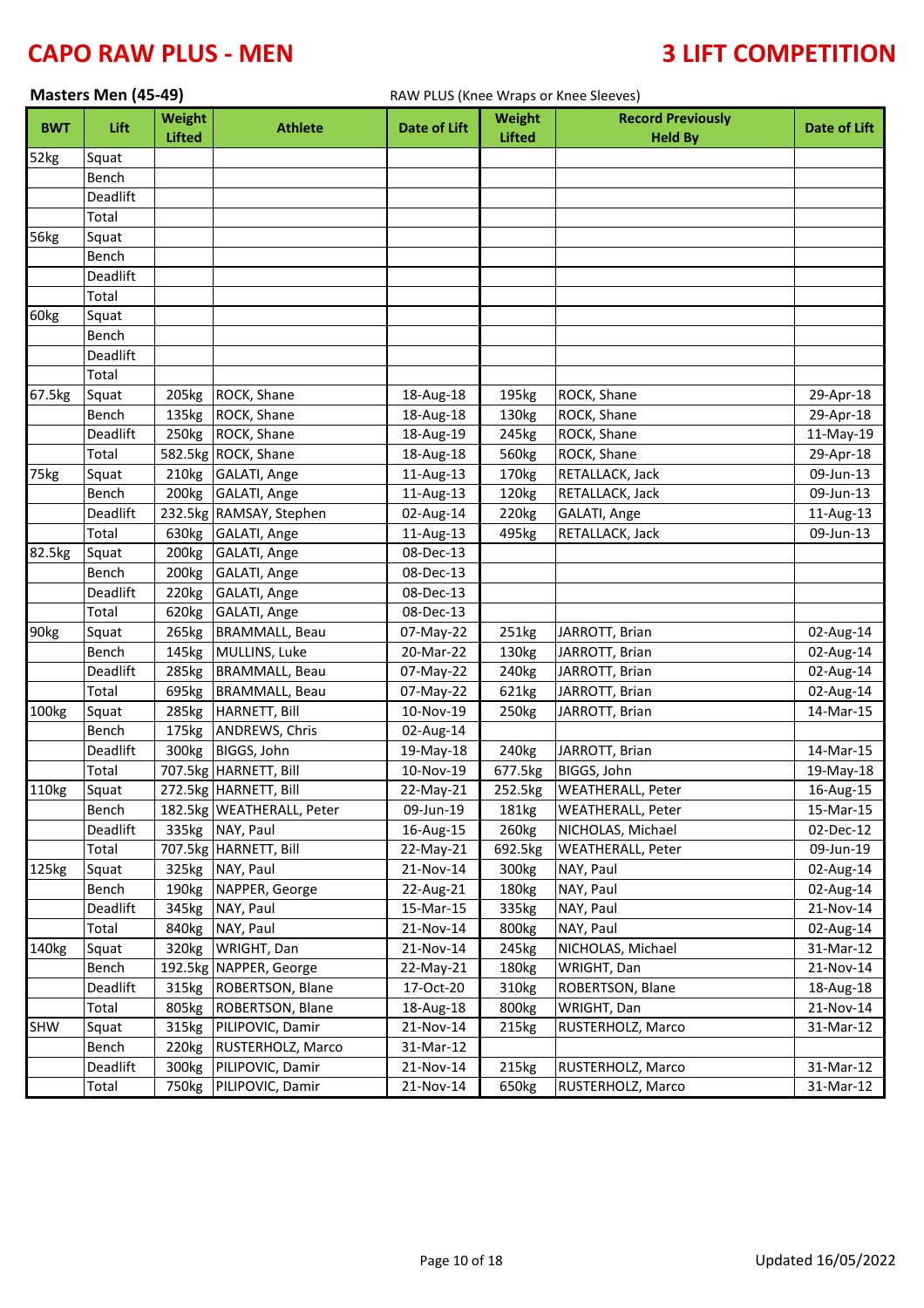# CAPO RAW PLUS - MEN

# 3 LIFT COMPETITION

**Masters Men (45-49)**

RAW PLUS (Knee Wraps or Knee Sleeves)

| BWT | Lift | Weight Lifted | Athlete | Date of Lift | Weight Lifted | Record Previously Held By | Date of Lift |
|---|---|---|---|---|---|---|---|
| 52kg | Squat | | | | | | |
| | Bench | | | | | | |
| | Deadlift | | | | | | |
| | Total | | | | | | |
| 56kg | Squat | | | | | | |
| | Bench | | | | | | |
| | Deadlift | | | | | | |
| | Total | | | | | | |
| 60kg | Squat | | | | | | |
| | Bench | | | | | | |
| | Deadlift | | | | | | |
| | Total | | | | | | |
| 67.5kg | Squat | 205kg | ROCK, Shane | 18-Aug-18 | 195kg | ROCK, Shane | 29-Apr-18 |
| | Bench | 135kg | ROCK, Shane | 18-Aug-18 | 130kg | ROCK, Shane | 29-Apr-18 |
| | Deadlift | 250kg | ROCK, Shane | 18-Aug-19 | 245kg | ROCK, Shane | 11-May-19 |
| | Total | 582.5kg | ROCK, Shane | 18-Aug-18 | 560kg | ROCK, Shane | 29-Apr-18 |
| 75kg | Squat | 210kg | GALATI, Ange | 11-Aug-13 | 170kg | RETALLACK, Jack | 09-Jun-13 |
| | Bench | 200kg | GALATI, Ange | 11-Aug-13 | 120kg | RETALLACK, Jack | 09-Jun-13 |
| | Deadlift | 232.5kg | RAMSAY, Stephen | 02-Aug-14 | 220kg | GALATI, Ange | 11-Aug-13 |
| | Total | 630kg | GALATI, Ange | 11-Aug-13 | 495kg | RETALLACK, Jack | 09-Jun-13 |
| 82.5kg | Squat | 200kg | GALATI, Ange | 08-Dec-13 | | | |
| | Bench | 200kg | GALATI, Ange | 08-Dec-13 | | | |
| | Deadlift | 220kg | GALATI, Ange | 08-Dec-13 | | | |
| | Total | 620kg | GALATI, Ange | 08-Dec-13 | | | |
| 90kg | Squat | 265kg | BRAMMALL, Beau | 07-May-22 | 251kg | JARROTT, Brian | 02-Aug-14 |
| | Bench | 145kg | MULLINS, Luke | 20-Mar-22 | 130kg | JARROTT, Brian | 02-Aug-14 |
| | Deadlift | 285kg | BRAMMALL, Beau | 07-May-22 | 240kg | JARROTT, Brian | 02-Aug-14 |
| | Total | 695kg | BRAMMALL, Beau | 07-May-22 | 621kg | JARROTT, Brian | 02-Aug-14 |
| 100kg | Squat | 285kg | HARNETT, Bill | 10-Nov-19 | 250kg | JARROTT, Brian | 14-Mar-15 |
| | Bench | 175kg | ANDREWS, Chris | 02-Aug-14 | | | |
| | Deadlift | 300kg | BIGGS, John | 19-May-18 | 240kg | JARROTT, Brian | 14-Mar-15 |
| | Total | 707.5kg | HARNETT, Bill | 10-Nov-19 | 677.5kg | BIGGS, John | 19-May-18 |
| 110kg | Squat | 272.5kg | HARNETT, Bill | 22-May-21 | 252.5kg | WEATHERALL, Peter | 16-Aug-15 |
| | Bench | 182.5kg | WEATHERALL, Peter | 09-Jun-19 | 181kg | WEATHERALL, Peter | 15-Mar-15 |
| | Deadlift | 335kg | NAY, Paul | 16-Aug-15 | 260kg | NICHOLAS, Michael | 02-Dec-12 |
| | Total | 707.5kg | HARNETT, Bill | 22-May-21 | 692.5kg | WEATHERALL, Peter | 09-Jun-19 |
| 125kg | Squat | 325kg | NAY, Paul | 21-Nov-14 | 300kg | NAY, Paul | 02-Aug-14 |
| | Bench | 190kg | NAPPER, George | 22-Aug-21 | 180kg | NAY, Paul | 02-Aug-14 |
| | Deadlift | 345kg | NAY, Paul | 15-Mar-15 | 335kg | NAY, Paul | 21-Nov-14 |
| | Total | 840kg | NAY, Paul | 21-Nov-14 | 800kg | NAY, Paul | 02-Aug-14 |
| 140kg | Squat | 320kg | WRIGHT, Dan | 21-Nov-14 | 245kg | NICHOLAS, Michael | 31-Mar-12 |
| | Bench | 192.5kg | NAPPER, George | 22-May-21 | 180kg | WRIGHT, Dan | 21-Nov-14 |
| | Deadlift | 315kg | ROBERTSON, Blane | 17-Oct-20 | 310kg | ROBERTSON, Blane | 18-Aug-18 |
| | Total | 805kg | ROBERTSON, Blane | 18-Aug-18 | 800kg | WRIGHT, Dan | 21-Nov-14 |
| SHW | Squat | 315kg | PILIPOVIC, Damir | 21-Nov-14 | 215kg | RUSTERHOLZ, Marco | 31-Mar-12 |
| | Bench | 220kg | RUSTERHOLZ, Marco | 31-Mar-12 | | | |
| | Deadlift | 300kg | PILIPOVIC, Damir | 21-Nov-14 | 215kg | RUSTERHOLZ, Marco | 31-Mar-12 |
| | Total | 750kg | PILIPOVIC, Damir | 21-Nov-14 | 650kg | RUSTERHOLZ, Marco | 31-Mar-12 |

Updated 16/05/2022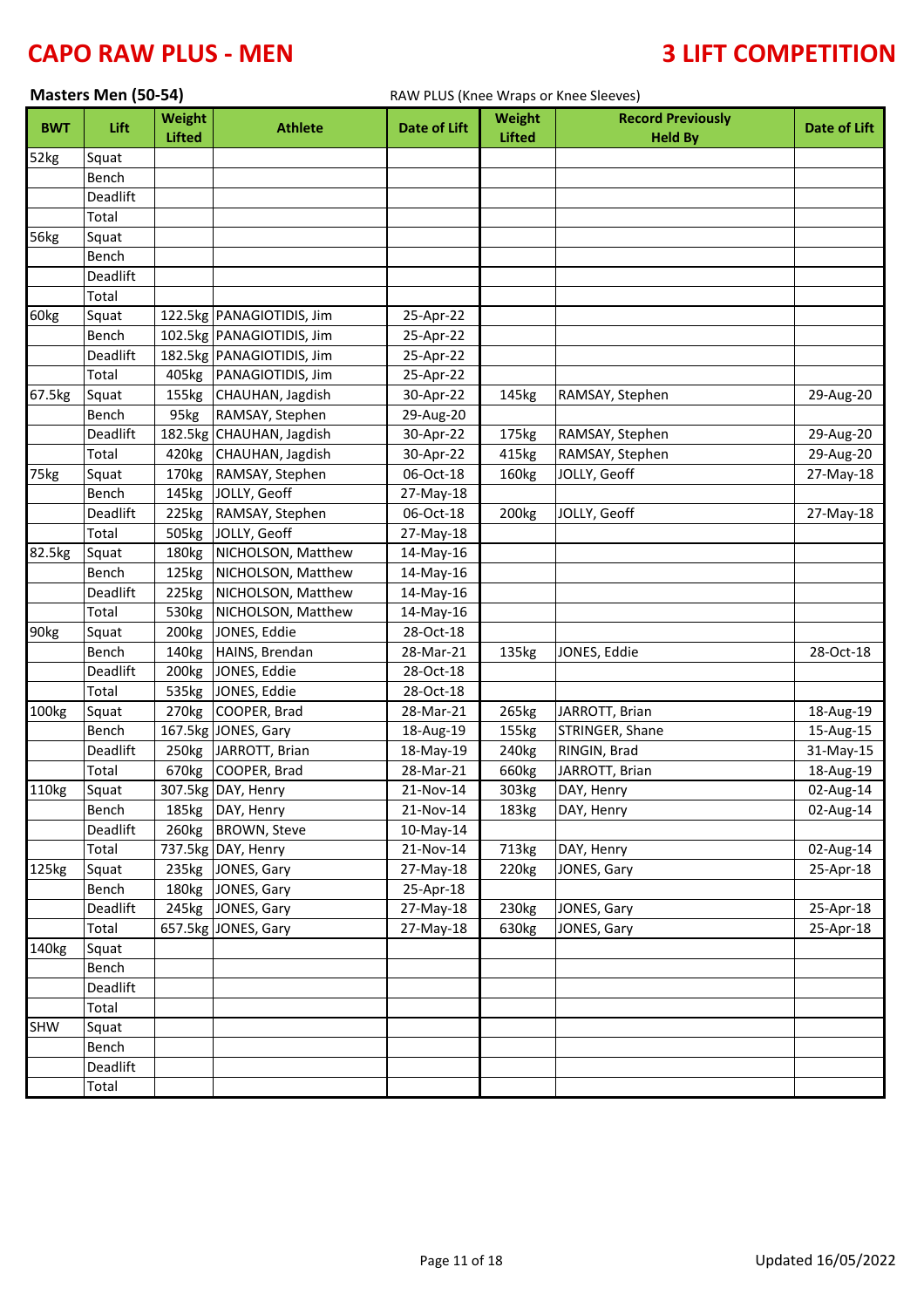# CAPO RAW PLUS - MEN

# 3 LIFT COMPETITION

**Masters Men (50-54)**

RAW PLUS (Knee Wraps or Knee Sleeves)

| BWT | Lift | Weight Lifted | Athlete | Date of Lift | Weight Lifted | Record Previously Held By | Date of Lift |
|---|---|---|---|---|---|---|---|
| 52kg | Squat | | | | | | |
| | Bench | | | | | | |
| | Deadlift | | | | | | |
| | Total | | | | | | |
| 56kg | Squat | | | | | | |
| | Bench | | | | | | |
| | Deadlift | | | | | | |
| | Total | | | | | | |
| 60kg | Squat | 122.5kg | PANAGIOTIDIS, Jim | 25-Apr-22 | | | |
| | Bench | 102.5kg | PANAGIOTIDIS, Jim | 25-Apr-22 | | | |
| | Deadlift | 182.5kg | PANAGIOTIDIS, Jim | 25-Apr-22 | | | |
| | Total | 405kg | PANAGIOTIDIS, Jim | 25-Apr-22 | | | |
| 67.5kg | Squat | 155kg | CHAUHAN, Jagdish | 30-Apr-22 | 145kg | RAMSAY, Stephen | 29-Aug-20 |
| | Bench | 95kg | RAMSAY, Stephen | 29-Aug-20 | | | |
| | Deadlift | 182.5kg | CHAUHAN, Jagdish | 30-Apr-22 | 175kg | RAMSAY, Stephen | 29-Aug-20 |
| | Total | 420kg | CHAUHAN, Jagdish | 30-Apr-22 | 415kg | RAMSAY, Stephen | 29-Aug-20 |
| 75kg | Squat | 170kg | RAMSAY, Stephen | 06-Oct-18 | 160kg | JOLLY, Geoff | 27-May-18 |
| | Bench | 145kg | JOLLY, Geoff | 27-May-18 | | | |
| | Deadlift | 225kg | RAMSAY, Stephen | 06-Oct-18 | 200kg | JOLLY, Geoff | 27-May-18 |
| | Total | 505kg | JOLLY, Geoff | 27-May-18 | | | |
| 82.5kg | Squat | 180kg | NICHOLSON, Matthew | 14-May-16 | | | |
| | Bench | 125kg | NICHOLSON, Matthew | 14-May-16 | | | |
| | Deadlift | 225kg | NICHOLSON, Matthew | 14-May-16 | | | |
| | Total | 530kg | NICHOLSON, Matthew | 14-May-16 | | | |
| 90kg | Squat | 200kg | JONES, Eddie | 28-Oct-18 | | | |
| | Bench | 140kg | HAINS, Brendan | 28-Mar-21 | 135kg | JONES, Eddie | 28-Oct-18 |
| | Deadlift | 200kg | JONES, Eddie | 28-Oct-18 | | | |
| | Total | 535kg | JONES, Eddie | 28-Oct-18 | | | |
| 100kg | Squat | 270kg | COOPER, Brad | 28-Mar-21 | 265kg | JARROTT, Brian | 18-Aug-19 |
| | Bench | 167.5kg | JONES, Gary | 18-Aug-19 | 155kg | STRINGER, Shane | 15-Aug-15 |
| | Deadlift | 250kg | JARROTT, Brian | 18-May-19 | 240kg | RINGIN, Brad | 31-May-15 |
| | Total | 670kg | COOPER, Brad | 28-Mar-21 | 660kg | JARROTT, Brian | 18-Aug-19 |
| 110kg | Squat | 307.5kg | DAY, Henry | 21-Nov-14 | 303kg | DAY, Henry | 02-Aug-14 |
| | Bench | 185kg | DAY, Henry | 21-Nov-14 | 183kg | DAY, Henry | 02-Aug-14 |
| | Deadlift | 260kg | BROWN, Steve | 10-May-14 | | | |
| | Total | 737.5kg | DAY, Henry | 21-Nov-14 | 713kg | DAY, Henry | 02-Aug-14 |
| 125kg | Squat | 235kg | JONES, Gary | 27-May-18 | 220kg | JONES, Gary | 25-Apr-18 |
| | Bench | 180kg | JONES, Gary | 25-Apr-18 | | | |
| | Deadlift | 245kg | JONES, Gary | 27-May-18 | 230kg | JONES, Gary | 25-Apr-18 |
| | Total | 657.5kg | JONES, Gary | 27-May-18 | 630kg | JONES, Gary | 25-Apr-18 |
| 140kg | Squat | | | | | | |
| | Bench | | | | | | |
| | Deadlift | | | | | | |
| | Total | | | | | | |
| SHW | Squat | | | | | | |
| | Bench | | | | | | |
| | Deadlift | | | | | | |
| | Total | | | | | | |

Updated 16/05/2022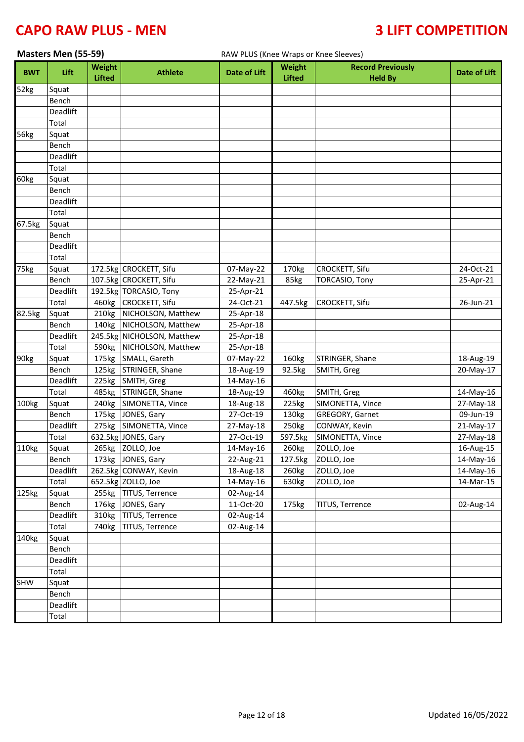# CAPO RAW PLUS - MEN

# 3 LIFT COMPETITION

**Masters Men (55-59)** RAW PLUS (Knee Wraps or Knee Sleeves)

| BWT | Lift | Weight Lifted | Athlete | Date of Lift | Weight Lifted | Record Previously Held By | Date of Lift |
|---|---|---|---|---|---|---|---|
| 52kg | Squat | | | | | | |
| | Bench | | | | | | |
| | Deadlift | | | | | | |
| | Total | | | | | | |
| 56kg | Squat | | | | | | |
| | Bench | | | | | | |
| | Deadlift | | | | | | |
| | Total | | | | | | |
| 60kg | Squat | | | | | | |
| | Bench | | | | | | |
| | Deadlift | | | | | | |
| | Total | | | | | | |
| 67.5kg | Squat | | | | | | |
| | Bench | | | | | | |
| | Deadlift | | | | | | |
| | Total | | | | | | |
| 75kg | Squat | 172.5kg | CROCKETT, Sifu | 07-May-22 | 170kg | CROCKETT, Sifu | 24-Oct-21 |
| | Bench | 107.5kg | CROCKETT, Sifu | 22-May-21 | 85kg | TORCASIO, Tony | 25-Apr-21 |
| | Deadlift | 192.5kg | TORCASIO, Tony | 25-Apr-21 | | | |
| | Total | 460kg | CROCKETT, Sifu | 24-Oct-21 | 447.5kg | CROCKETT, Sifu | 26-Jun-21 |
| 82.5kg | Squat | 210kg | NICHOLSON, Matthew | 25-Apr-18 | | | |
| | Bench | 140kg | NICHOLSON, Matthew | 25-Apr-18 | | | |
| | Deadlift | 245.5kg | NICHOLSON, Matthew | 25-Apr-18 | | | |
| | Total | 590kg | NICHOLSON, Matthew | 25-Apr-18 | | | |
| 90kg | Squat | 175kg | SMALL, Gareth | 07-May-22 | 160kg | STRINGER, Shane | 18-Aug-19 |
| | Bench | 125kg | STRINGER, Shane | 18-Aug-19 | 92.5kg | SMITH, Greg | 20-May-17 |
| | Deadlift | 225kg | SMITH, Greg | 14-May-16 | | | |
| | Total | 485kg | STRINGER, Shane | 18-Aug-19 | 460kg | SMITH, Greg | 14-May-16 |
| 100kg | Squat | 240kg | SIMONETTA, Vince | 18-Aug-18 | 225kg | SIMONETTA, Vince | 27-May-18 |
| | Bench | 175kg | JONES, Gary | 27-Oct-19 | 130kg | GREGORY, Garnet | 09-Jun-19 |
| | Deadlift | 275kg | SIMONETTA, Vince | 27-May-18 | 250kg | CONWAY, Kevin | 21-May-17 |
| | Total | 632.5kg | JONES, Gary | 27-Oct-19 | 597.5kg | SIMONETTA, Vince | 27-May-18 |
| 110kg | Squat | 265kg | ZOLLO, Joe | 14-May-16 | 260kg | ZOLLO, Joe | 16-Aug-15 |
| | Bench | 173kg | JONES, Gary | 22-Aug-21 | 127.5kg | ZOLLO, Joe | 14-May-16 |
| | Deadlift | 262.5kg | CONWAY, Kevin | 18-Aug-18 | 260kg | ZOLLO, Joe | 14-May-16 |
| | Total | 652.5kg | ZOLLO, Joe | 14-May-16 | 630kg | ZOLLO, Joe | 14-Mar-15 |
| 125kg | Squat | 255kg | TITUS, Terrence | 02-Aug-14 | | | |
| | Bench | 176kg | JONES, Gary | 11-Oct-20 | 175kg | TITUS, Terrence | 02-Aug-14 |
| | Deadlift | 310kg | TITUS, Terrence | 02-Aug-14 | | | |
| | Total | 740kg | TITUS, Terrence | 02-Aug-14 | | | |
| 140kg | Squat | | | | | | |
| | Bench | | | | | | |
| | Deadlift | | | | | | |
| | Total | | | | | | |
| SHW | Squat | | | | | | |
| | Bench | | | | | | |
| | Deadlift | | | | | | |
| | Total | | | | | | |

Updated 16/05/2022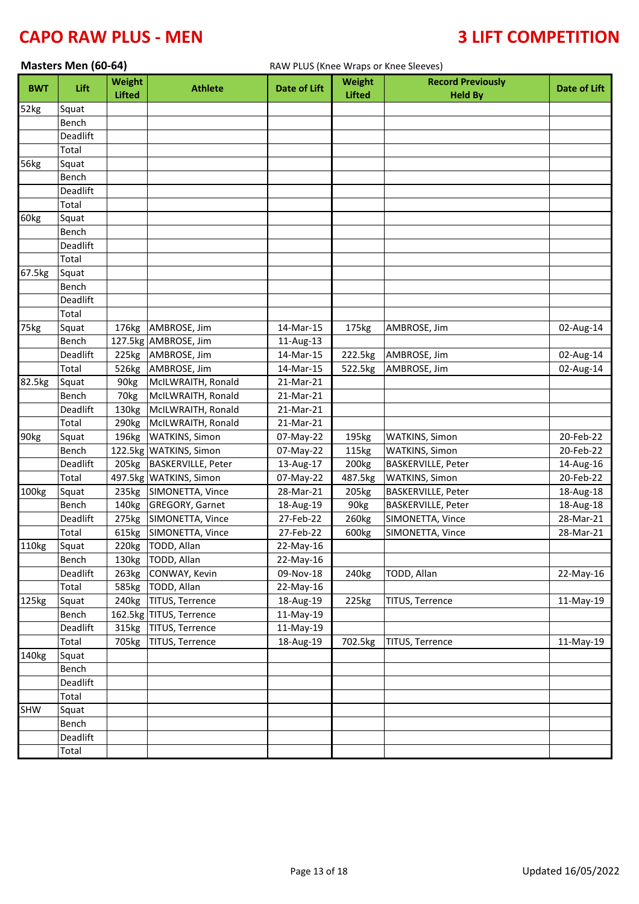# CAPO RAW PLUS - MEN

# 3 LIFT COMPETITION

**Masters Men (60-64)**

RAW PLUS (Knee Wraps or Knee Sleeves)

| BWT | Lift | Weight Lifted | Athlete | Date of Lift | Weight Lifted | Record Previously Held By | Date of Lift |
|---|---|---|---|---|---|---|---|
| 52kg | Squat | | | | | | |
| | Bench | | | | | | |
| | Deadlift | | | | | | |
| | Total | | | | | | |
| 56kg | Squat | | | | | | |
| | Bench | | | | | | |
| | Deadlift | | | | | | |
| | Total | | | | | | |
| 60kg | Squat | | | | | | |
| | Bench | | | | | | |
| | Deadlift | | | | | | |
| | Total | | | | | | |
| 67.5kg | Squat | | | | | | |
| | Bench | | | | | | |
| | Deadlift | | | | | | |
| | Total | | | | | | |
| 75kg | Squat | 176kg | AMBROSE, Jim | 14-Mar-15 | 175kg | AMBROSE, Jim | 02-Aug-14 |
| | Bench | 127.5kg | AMBROSE, Jim | 11-Aug-13 | | | |
| | Deadlift | 225kg | AMBROSE, Jim | 14-Mar-15 | 222.5kg | AMBROSE, Jim | 02-Aug-14 |
| | Total | 526kg | AMBROSE, Jim | 14-Mar-15 | 522.5kg | AMBROSE, Jim | 02-Aug-14 |
| 82.5kg | Squat | 90kg | McILWRAITH, Ronald | 21-Mar-21 | | | |
| | Bench | 70kg | McILWRAITH, Ronald | 21-Mar-21 | | | |
| | Deadlift | 130kg | McILWRAITH, Ronald | 21-Mar-21 | | | |
| | Total | 290kg | McILWRAITH, Ronald | 21-Mar-21 | | | |
| 90kg | Squat | 196kg | WATKINS, Simon | 07-May-22 | 195kg | WATKINS, Simon | 20-Feb-22 |
| | Bench | 122.5kg | WATKINS, Simon | 07-May-22 | 115kg | WATKINS, Simon | 20-Feb-22 |
| | Deadlift | 205kg | BASKERVILLE, Peter | 13-Aug-17 | 200kg | BASKERVILLE, Peter | 14-Aug-16 |
| | Total | 497.5kg | WATKINS, Simon | 07-May-22 | 487.5kg | WATKINS, Simon | 20-Feb-22 |
| 100kg | Squat | 235kg | SIMONETTA, Vince | 28-Mar-21 | 205kg | BASKERVILLE, Peter | 18-Aug-18 |
| | Bench | 140kg | GREGORY, Garnet | 18-Aug-19 | 90kg | BASKERVILLE, Peter | 18-Aug-18 |
| | Deadlift | 275kg | SIMONETTA, Vince | 27-Feb-22 | 260kg | SIMONETTA, Vince | 28-Mar-21 |
| | Total | 615kg | SIMONETTA, Vince | 27-Feb-22 | 600kg | SIMONETTA, Vince | 28-Mar-21 |
| 110kg | Squat | 220kg | TODD, Allan | 22-May-16 | | | |
| | Bench | 130kg | TODD, Allan | 22-May-16 | | | |
| | Deadlift | 263kg | CONWAY, Kevin | 09-Nov-18 | 240kg | TODD, Allan | 22-May-16 |
| | Total | 585kg | TODD, Allan | 22-May-16 | | | |
| 125kg | Squat | 240kg | TITUS, Terrence | 18-Aug-19 | 225kg | TITUS, Terrence | 11-May-19 |
| | Bench | 162.5kg | TITUS, Terrence | 11-May-19 | | | |
| | Deadlift | 315kg | TITUS, Terrence | 11-May-19 | | | |
| | Total | 705kg | TITUS, Terrence | 18-Aug-19 | 702.5kg | TITUS, Terrence | 11-May-19 |
| 140kg | Squat | | | | | | |
| | Bench | | | | | | |
| | Deadlift | | | | | | |
| | Total | | | | | | |
| SHW | Squat | | | | | | |
| | Bench | | | | | | |
| | Deadlift | | | | | | |
| | Total | | | | | | |

Updated 16/05/2022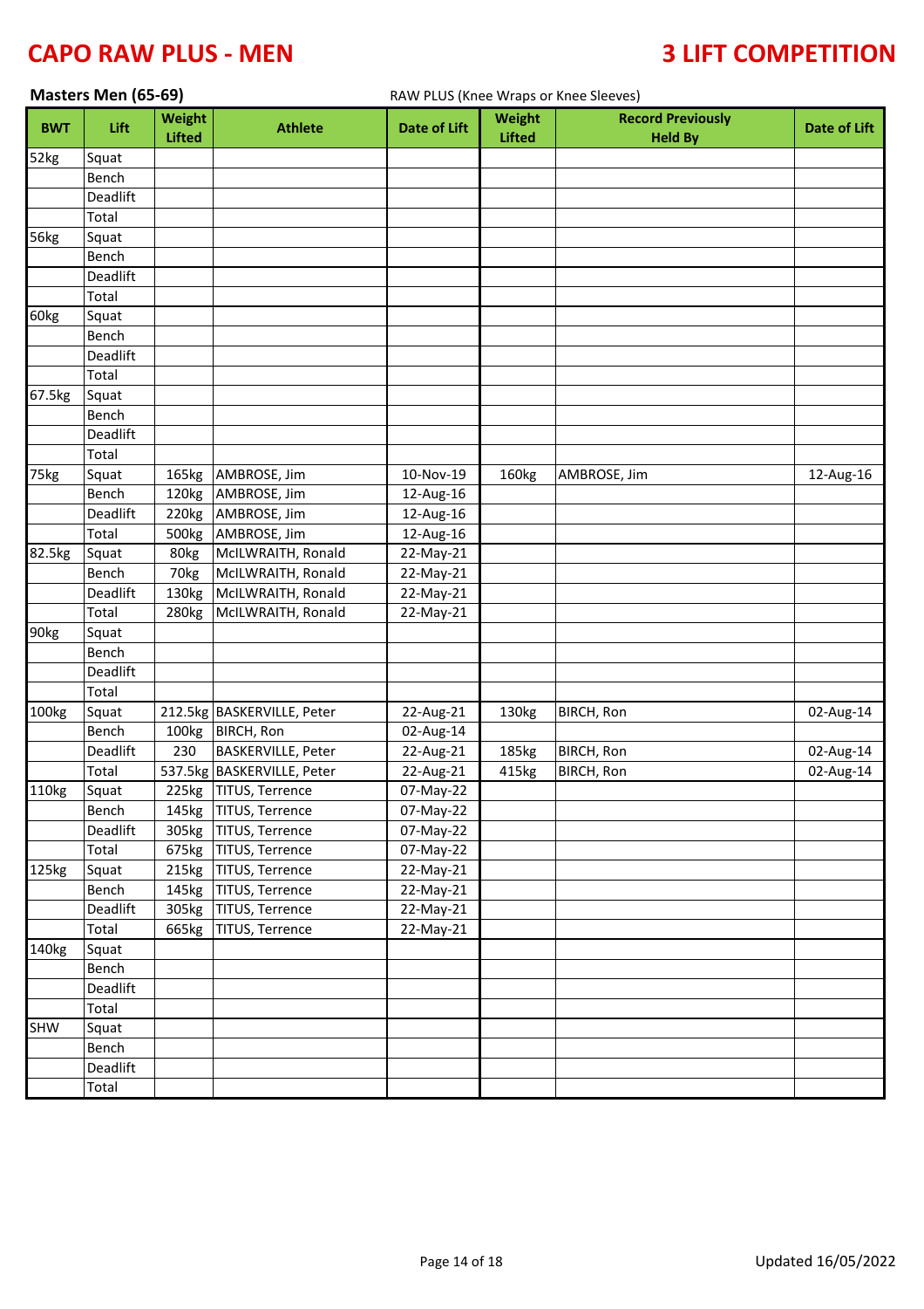# CAPO RAW PLUS - MEN

# 3 LIFT COMPETITION

**Masters Men (65-69)**

RAW PLUS (Knee Wraps or Knee Sleeves)

| BWT | Lift | Weight Lifted | Athlete | Date of Lift | Weight Lifted | Record Previously Held By | Date of Lift |
|---|---|---|---|---|---|---|---|
| 52kg | Squat | | | | | | |
| | Bench | | | | | | |
| | Deadlift | | | | | | |
| | Total | | | | | | |
| 56kg | Squat | | | | | | |
| | Bench | | | | | | |
| | Deadlift | | | | | | |
| | Total | | | | | | |
| 60kg | Squat | | | | | | |
| | Bench | | | | | | |
| | Deadlift | | | | | | |
| | Total | | | | | | |
| 67.5kg | Squat | | | | | | |
| | Bench | | | | | | |
| | Deadlift | | | | | | |
| | Total | | | | | | |
| 75kg | Squat | 165kg | AMBROSE, Jim | 10-Nov-19 | 160kg | AMBROSE, Jim | 12-Aug-16 |
| | Bench | 120kg | AMBROSE, Jim | 12-Aug-16 | | | |
| | Deadlift | 220kg | AMBROSE, Jim | 12-Aug-16 | | | |
| | Total | 500kg | AMBROSE, Jim | 12-Aug-16 | | | |
| 82.5kg | Squat | 80kg | McILWRAITH, Ronald | 22-May-21 | | | |
| | Bench | 70kg | McILWRAITH, Ronald | 22-May-21 | | | |
| | Deadlift | 130kg | McILWRAITH, Ronald | 22-May-21 | | | |
| | Total | 280kg | McILWRAITH, Ronald | 22-May-21 | | | |
| 90kg | Squat | | | | | | |
| | Bench | | | | | | |
| | Deadlift | | | | | | |
| | Total | | | | | | |
| 100kg | Squat | 212.5kg | BASKERVILLE, Peter | 22-Aug-21 | 130kg | BIRCH, Ron | 02-Aug-14 |
| | Bench | 100kg | BIRCH, Ron | 02-Aug-14 | | | |
| | Deadlift | 230 | BASKERVILLE, Peter | 22-Aug-21 | 185kg | BIRCH, Ron | 02-Aug-14 |
| | Total | 537.5kg | BASKERVILLE, Peter | 22-Aug-21 | 415kg | BIRCH, Ron | 02-Aug-14 |
| 110kg | Squat | 225kg | TITUS, Terrence | 07-May-22 | | | |
| | Bench | 145kg | TITUS, Terrence | 07-May-22 | | | |
| | Deadlift | 305kg | TITUS, Terrence | 07-May-22 | | | |
| | Total | 675kg | TITUS, Terrence | 07-May-22 | | | |
| 125kg | Squat | 215kg | TITUS, Terrence | 22-May-21 | | | |
| | Bench | 145kg | TITUS, Terrence | 22-May-21 | | | |
| | Deadlift | 305kg | TITUS, Terrence | 22-May-21 | | | |
| | Total | 665kg | TITUS, Terrence | 22-May-21 | | | |
| 140kg | Squat | | | | | | |
| | Bench | | | | | | |
| | Deadlift | | | | | | |
| | Total | | | | | | |
| SHW | Squat | | | | | | |
| | Bench | | | | | | |
| | Deadlift | | | | | | |
| | Total | | | | | | |

Updated 16/05/2022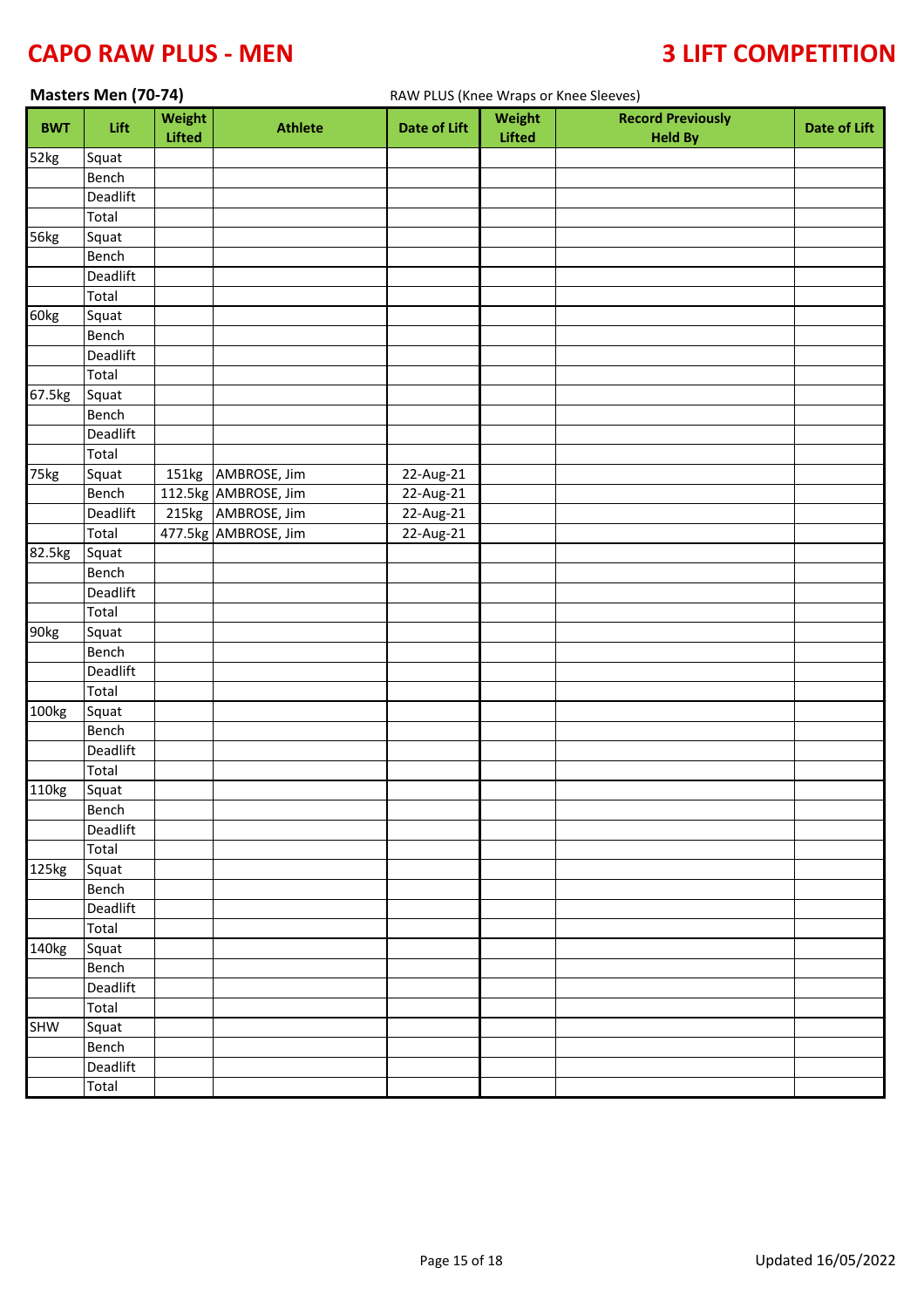# CAPO RAW PLUS - MEN

# 3 LIFT COMPETITION

**Masters Men (70-74)**

RAW PLUS (Knee Wraps or Knee Sleeves)

| BWT | Lift | Weight Lifted | Athlete | Date of Lift | Weight Lifted | Record Previously Held By | Date of Lift |
|---|---|---|---|---|---|---|---|
| 52kg | Squat | | | | | | |
| | Bench | | | | | | |
| | Deadlift | | | | | | |
| | Total | | | | | | |
| 56kg | Squat | | | | | | |
| | Bench | | | | | | |
| | Deadlift | | | | | | |
| | Total | | | | | | |
| 60kg | Squat | | | | | | |
| | Bench | | | | | | |
| | Deadlift | | | | | | |
| | Total | | | | | | |
| 67.5kg | Squat | | | | | | |
| | Bench | | | | | | |
| | Deadlift | | | | | | |
| | Total | | | | | | |
| 75kg | Squat | 151kg | AMBROSE, Jim | 22-Aug-21 | | | |
| | Bench | 112.5kg | AMBROSE, Jim | 22-Aug-21 | | | |
| | Deadlift | 215kg | AMBROSE, Jim | 22-Aug-21 | | | |
| | Total | 477.5kg | AMBROSE, Jim | 22-Aug-21 | | | |
| 82.5kg | Squat | | | | | | |
| | Bench | | | | | | |
| | Deadlift | | | | | | |
| | Total | | | | | | |
| 90kg | Squat | | | | | | |
| | Bench | | | | | | |
| | Deadlift | | | | | | |
| | Total | | | | | | |
| 100kg | Squat | | | | | | |
| | Bench | | | | | | |
| | Deadlift | | | | | | |
| | Total | | | | | | |
| 110kg | Squat | | | | | | |
| | Bench | | | | | | |
| | Deadlift | | | | | | |
| | Total | | | | | | |
| 125kg | Squat | | | | | | |
| | Bench | | | | | | |
| | Deadlift | | | | | | |
| | Total | | | | | | |
| 140kg | Squat | | | | | | |
| | Bench | | | | | | |
| | Deadlift | | | | | | |
| | Total | | | | | | |
| SHW | Squat | | | | | | |
| | Bench | | | | | | |
| | Deadlift | | | | | | |
| | Total | | | | | | |

Updated 16/05/2022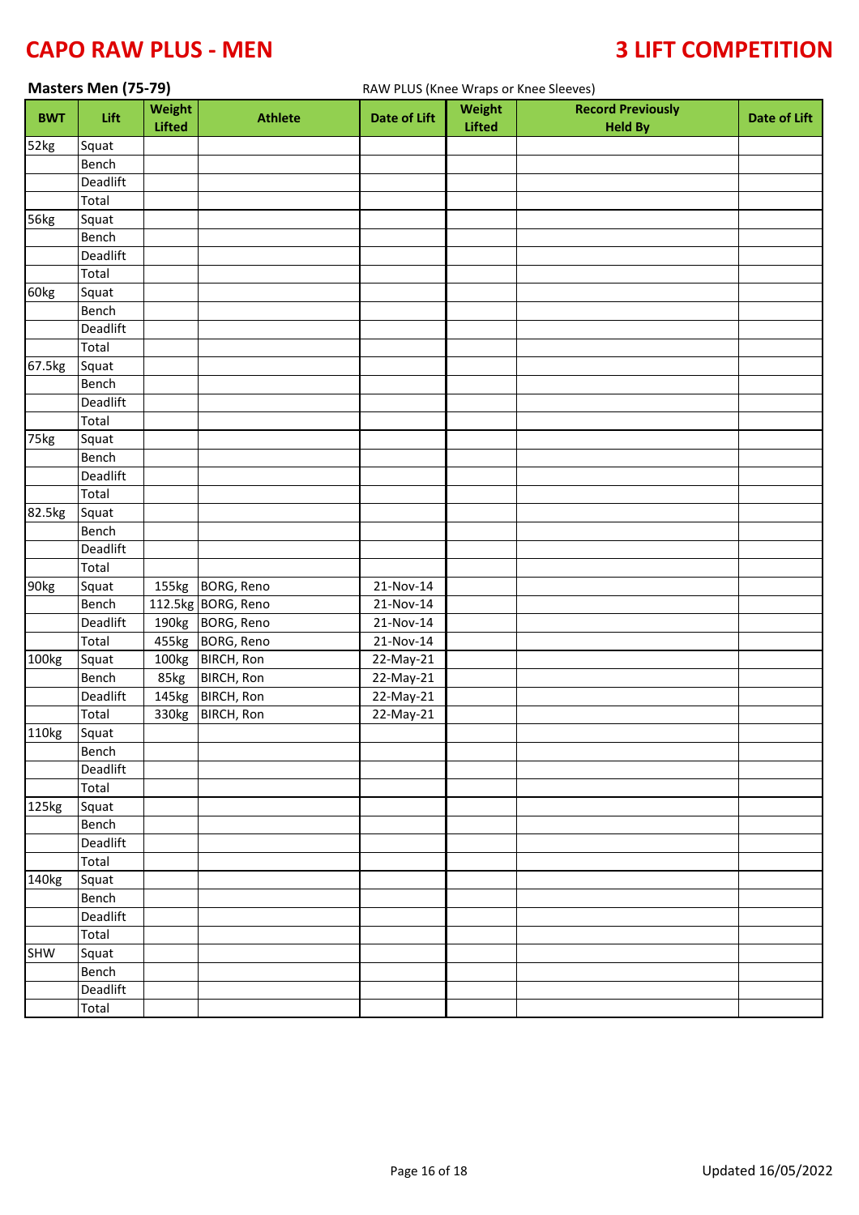# CAPO RAW PLUS - MEN

# 3 LIFT COMPETITION

**Masters Men (75-79)**

RAW PLUS (Knee Wraps or Knee Sleeves)

| BWT | Lift | Weight Lifted | Athlete | Date of Lift | Weight Lifted | Record Previously Held By | Date of Lift |
|---|---|---|---|---|---|---|---|
| 52kg | Squat | | | | | | |
| | Bench | | | | | | |
| | Deadlift | | | | | | |
| | Total | | | | | | |
| 56kg | Squat | | | | | | |
| | Bench | | | | | | |
| | Deadlift | | | | | | |
| | Total | | | | | | |
| 60kg | Squat | | | | | | |
| | Bench | | | | | | |
| | Deadlift | | | | | | |
| | Total | | | | | | |
| 67.5kg | Squat | | | | | | |
| | Bench | | | | | | |
| | Deadlift | | | | | | |
| | Total | | | | | | |
| 75kg | Squat | | | | | | |
| | Bench | | | | | | |
| | Deadlift | | | | | | |
| | Total | | | | | | |
| 82.5kg | Squat | | | | | | |
| | Bench | | | | | | |
| | Deadlift | | | | | | |
| | Total | | | | | | |
| 90kg | Squat | 155kg | BORG, Reno | 21-Nov-14 | | | |
| | Bench | 112.5kg | BORG, Reno | 21-Nov-14 | | | |
| | Deadlift | 190kg | BORG, Reno | 21-Nov-14 | | | |
| | Total | 455kg | BORG, Reno | 21-Nov-14 | | | |
| 100kg | Squat | 100kg | BIRCH, Ron | 22-May-21 | | | |
| | Bench | 85kg | BIRCH, Ron | 22-May-21 | | | |
| | Deadlift | 145kg | BIRCH, Ron | 22-May-21 | | | |
| | Total | 330kg | BIRCH, Ron | 22-May-21 | | | |
| 110kg | Squat | | | | | | |
| | Bench | | | | | | |
| | Deadlift | | | | | | |
| | Total | | | | | | |
| 125kg | Squat | | | | | | |
| | Bench | | | | | | |
| | Deadlift | | | | | | |
| | Total | | | | | | |
| 140kg | Squat | | | | | | |
| | Bench | | | | | | |
| | Deadlift | | | | | | |
| | Total | | | | | | |
| SHW | Squat | | | | | | |
| | Bench | | | | | | |
| | Deadlift | | | | | | |
| | Total | | | | | | |

Updated 16/05/2022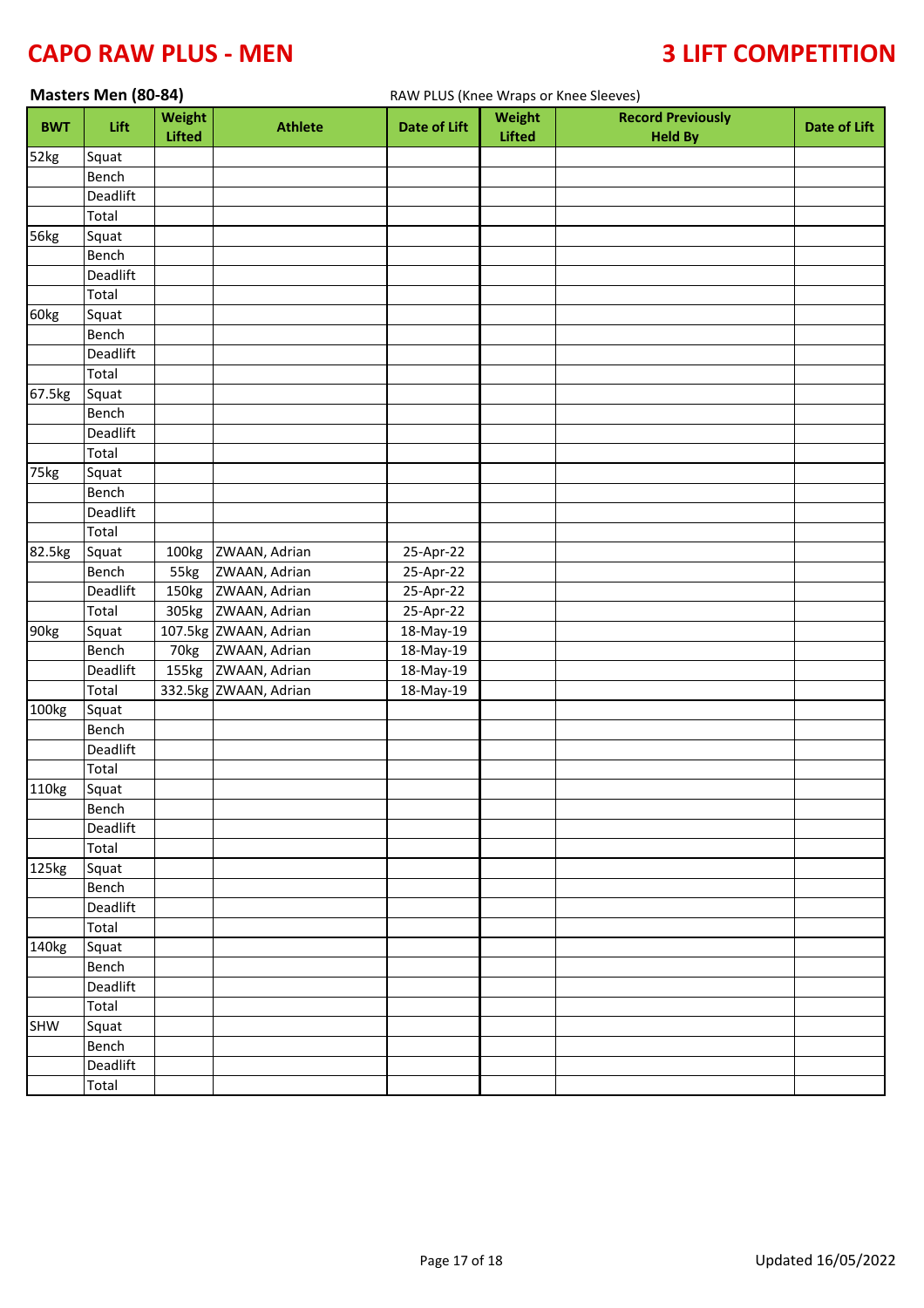# CAPO RAW PLUS - MEN

# 3 LIFT COMPETITION

**Masters Men (80-84)**

RAW PLUS (Knee Wraps or Knee Sleeves)

| BWT | Lift | Weight Lifted | Athlete | Date of Lift | Weight Lifted | Record Previously Held By | Date of Lift |
|---|---|---|---|---|---|---|---|
| 52kg | Squat | | | | | | |
| | Bench | | | | | | |
| | Deadlift | | | | | | |
| | Total | | | | | | |
| 56kg | Squat | | | | | | |
| | Bench | | | | | | |
| | Deadlift | | | | | | |
| | Total | | | | | | |
| 60kg | Squat | | | | | | |
| | Bench | | | | | | |
| | Deadlift | | | | | | |
| | Total | | | | | | |
| 67.5kg | Squat | | | | | | |
| | Bench | | | | | | |
| | Deadlift | | | | | | |
| | Total | | | | | | |
| 75kg | Squat | | | | | | |
| | Bench | | | | | | |
| | Deadlift | | | | | | |
| | Total | | | | | | |
| 82.5kg | Squat | 100kg | ZWAAN, Adrian | 25-Apr-22 | | | |
| | Bench | 55kg | ZWAAN, Adrian | 25-Apr-22 | | | |
| | Deadlift | 150kg | ZWAAN, Adrian | 25-Apr-22 | | | |
| | Total | 305kg | ZWAAN, Adrian | 25-Apr-22 | | | |
| 90kg | Squat | 107.5kg | ZWAAN, Adrian | 18-May-19 | | | |
| | Bench | 70kg | ZWAAN, Adrian | 18-May-19 | | | |
| | Deadlift | 155kg | ZWAAN, Adrian | 18-May-19 | | | |
| | Total | 332.5kg | ZWAAN, Adrian | 18-May-19 | | | |
| 100kg | Squat | | | | | | |
| | Bench | | | | | | |
| | Deadlift | | | | | | |
| | Total | | | | | | |
| 110kg | Squat | | | | | | |
| | Bench | | | | | | |
| | Deadlift | | | | | | |
| | Total | | | | | | |
| 125kg | Squat | | | | | | |
| | Bench | | | | | | |
| | Deadlift | | | | | | |
| | Total | | | | | | |
| 140kg | Squat | | | | | | |
| | Bench | | | | | | |
| | Deadlift | | | | | | |
| | Total | | | | | | |
| SHW | Squat | | | | | | |
| | Bench | | | | | | |
| | Deadlift | | | | | | |
| | Total | | | | | | |

Updated 16/05/2022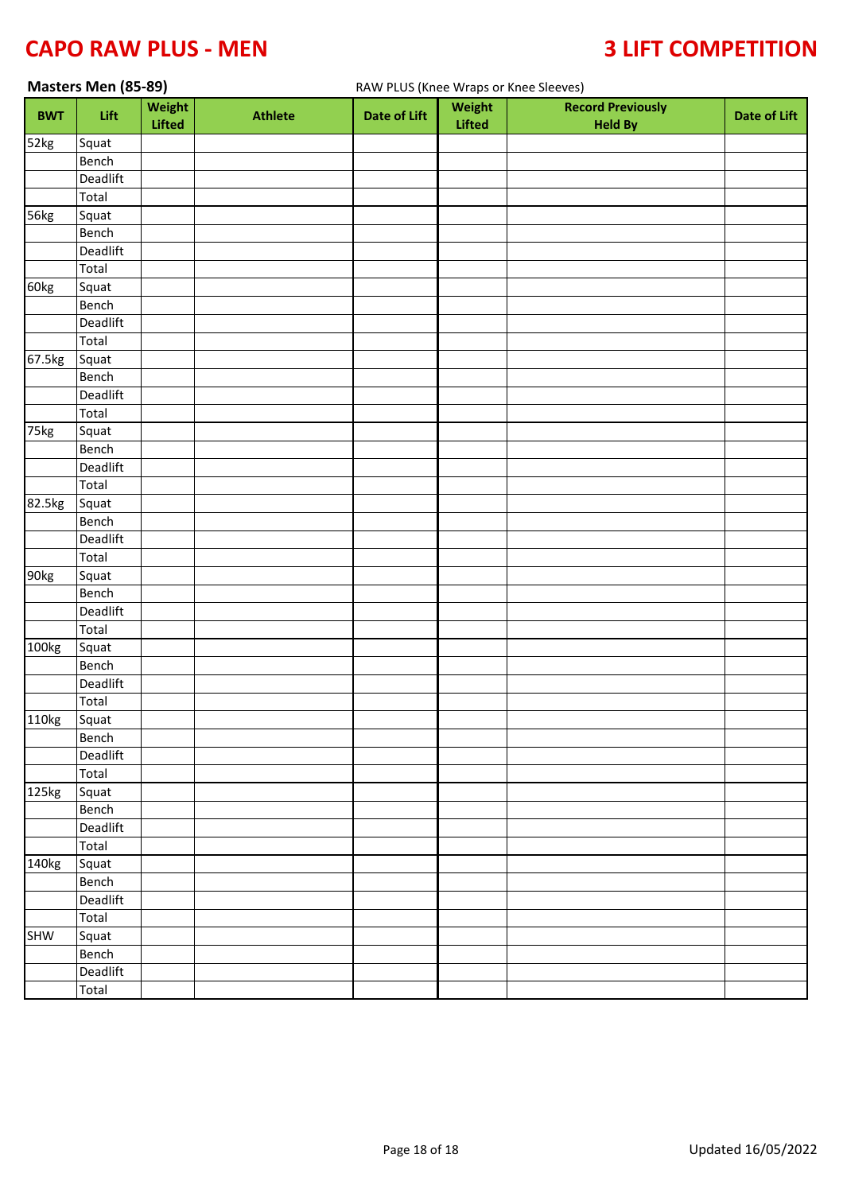# CAPO RAW PLUS - MEN

# 3 LIFT COMPETITION

**Masters Men (85-89)**

RAW PLUS (Knee Wraps or Knee Sleeves)

| BWT | Lift | Weight Lifted | Athlete | Date of Lift | Weight Lifted | Record Previously Held By | Date of Lift |
|---|---|---|---|---|---|---|---|
| 52kg | Squat | | | | | | |
| | Bench | | | | | | |
| | Deadlift | | | | | | |
| | Total | | | | | | |
| 56kg | Squat | | | | | | |
| | Bench | | | | | | |
| | Deadlift | | | | | | |
| | Total | | | | | | |
| 60kg | Squat | | | | | | |
| | Bench | | | | | | |
| | Deadlift | | | | | | |
| | Total | | | | | | |
| 67.5kg | Squat | | | | | | |
| | Bench | | | | | | |
| | Deadlift | | | | | | |
| | Total | | | | | | |
| 75kg | Squat | | | | | | |
| | Bench | | | | | | |
| | Deadlift | | | | | | |
| | Total | | | | | | |
| 82.5kg | Squat | | | | | | |
| | Bench | | | | | | |
| | Deadlift | | | | | | |
| | Total | | | | | | |
| 90kg | Squat | | | | | | |
| | Bench | | | | | | |
| | Deadlift | | | | | | |
| | Total | | | | | | |
| 100kg | Squat | | | | | | |
| | Bench | | | | | | |
| | Deadlift | | | | | | |
| | Total | | | | | | |
| 110kg | Squat | | | | | | |
| | Bench | | | | | | |
| | Deadlift | | | | | | |
| | Total | | | | | | |
| 125kg | Squat | | | | | | |
| | Bench | | | | | | |
| | Deadlift | | | | | | |
| | Total | | | | | | |
| 140kg | Squat | | | | | | |
| | Bench | | | | | | |
| | Deadlift | | | | | | |
| | Total | | | | | | |
| SHW | Squat | | | | | | |
| | Bench | | | | | | |
| | Deadlift | | | | | | |
| | Total | | | | | | |

Updated 16/05/2022